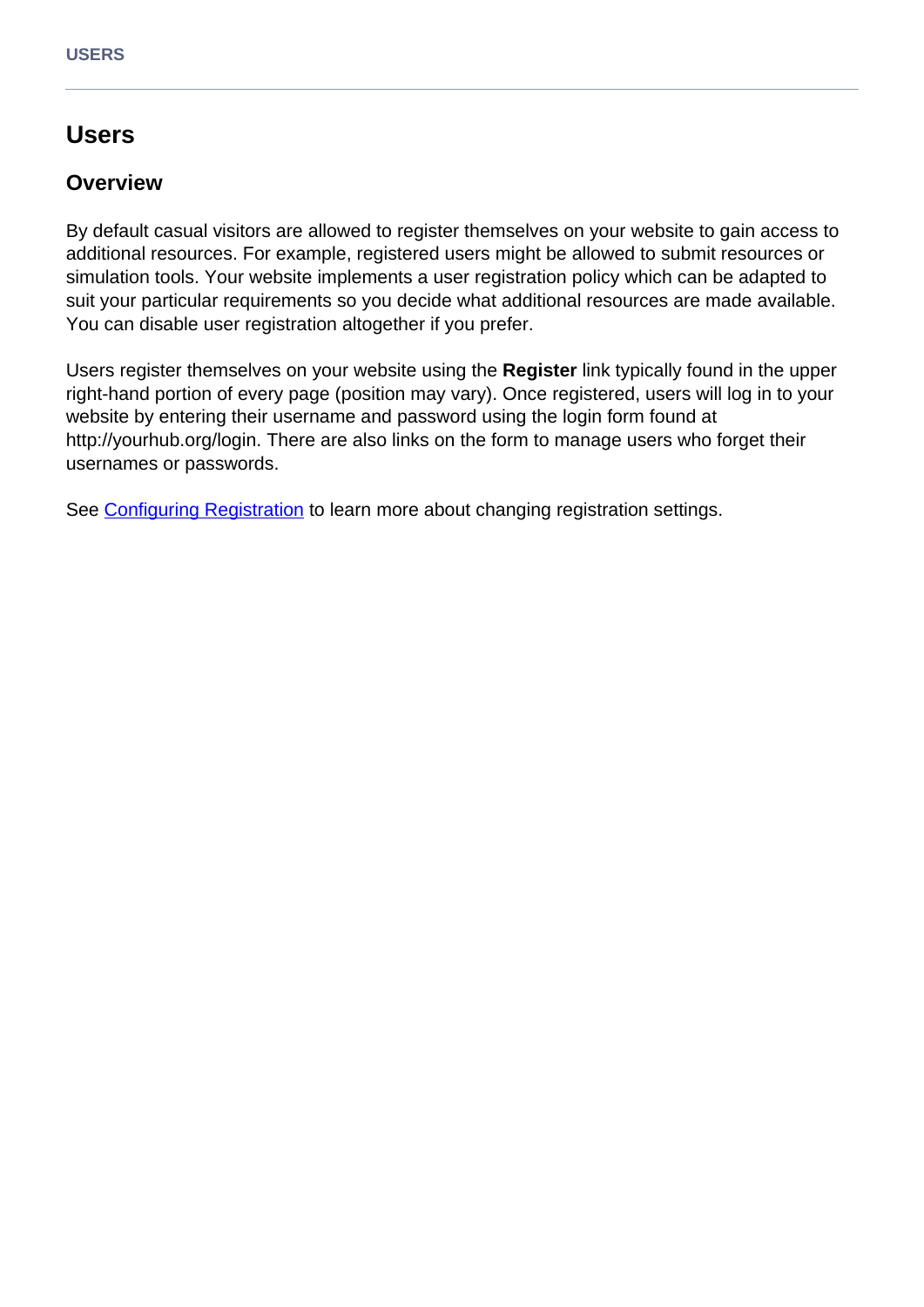# Users

## Overview

By default casual visitors are allowed to register themselves on your website to gain access to additional resources. For example, registered users might be allowed to submit resources or simulation tools. Your website implements a user registration policy which can be adapted to suit your particular requirements so you decide what additional resources are made available. You can disable user registration altogether if you prefer.

Users register themselves on your website using the **Register** link typically found in the upper right-hand portion of every page (position may vary). Once registered, users will log in to your website by entering their username and password using the login form found at http://yourhub.org/login. There are also links on the form to manage users who forget their usernames or passwords.

See Configuring Registration to learn more about changing registration settings.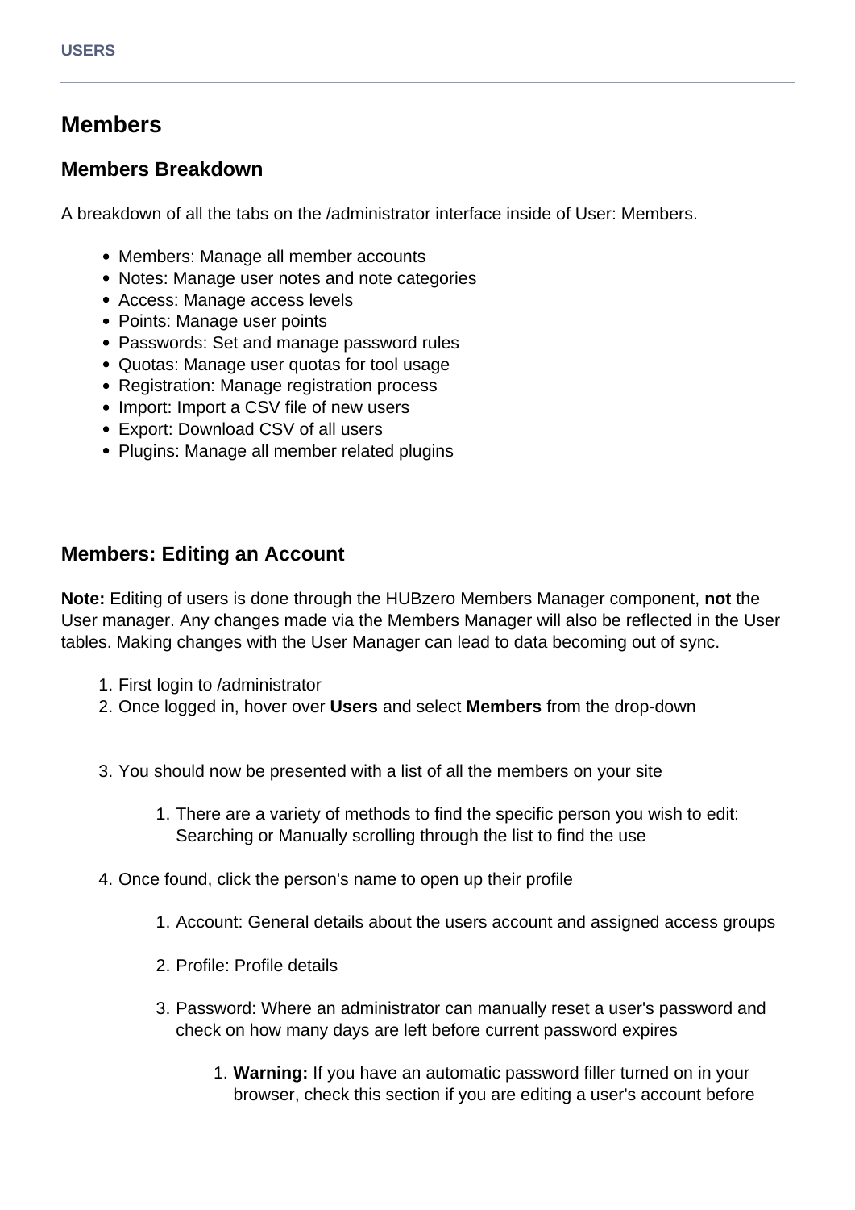# Members

## Members Breakdown

A breakdown of all the tabs on the /administrator interface inside of User: Members.

- Members: Manage all member accounts
- Notes: Manage user notes and note categories
- Access: Manage access levels
- Points: Manage user points
- Passwords: Set and manage password rules
- Quotas: Manage user quotas for tool usage
- Registration: Manage registration process
- Import: Import a CSV file of new users
- Export: Download CSV of all users
- Plugins: Manage all member related plugins

## Members: Editing an Account

**Note:** Editing of users is done through the HUBzero Members Manager component, **not** the User manager. Any changes made via the Members Manager will also be reflected in the User tables. Making changes with the User Manager can lead to data becoming out of sync.

1. First login to /administrator
2. Once logged in, hover over **Users** and select **Members** from the drop-down
3. You should now be presented with a list of all the members on your site
    1. There are a variety of methods to find the specific person you wish to edit: Searching or Manually scrolling through the list to find the use
4. Once found, click the person's name to open up their profile
    1. Account: General details about the users account and assigned access groups
    2. Profile: Profile details
    3. Password: Where an administrator can manually reset a user's password and check on how many days are left before current password expires
        1. **Warning:** If you have an automatic password filler turned on in your browser, check this section if you are editing a user's account before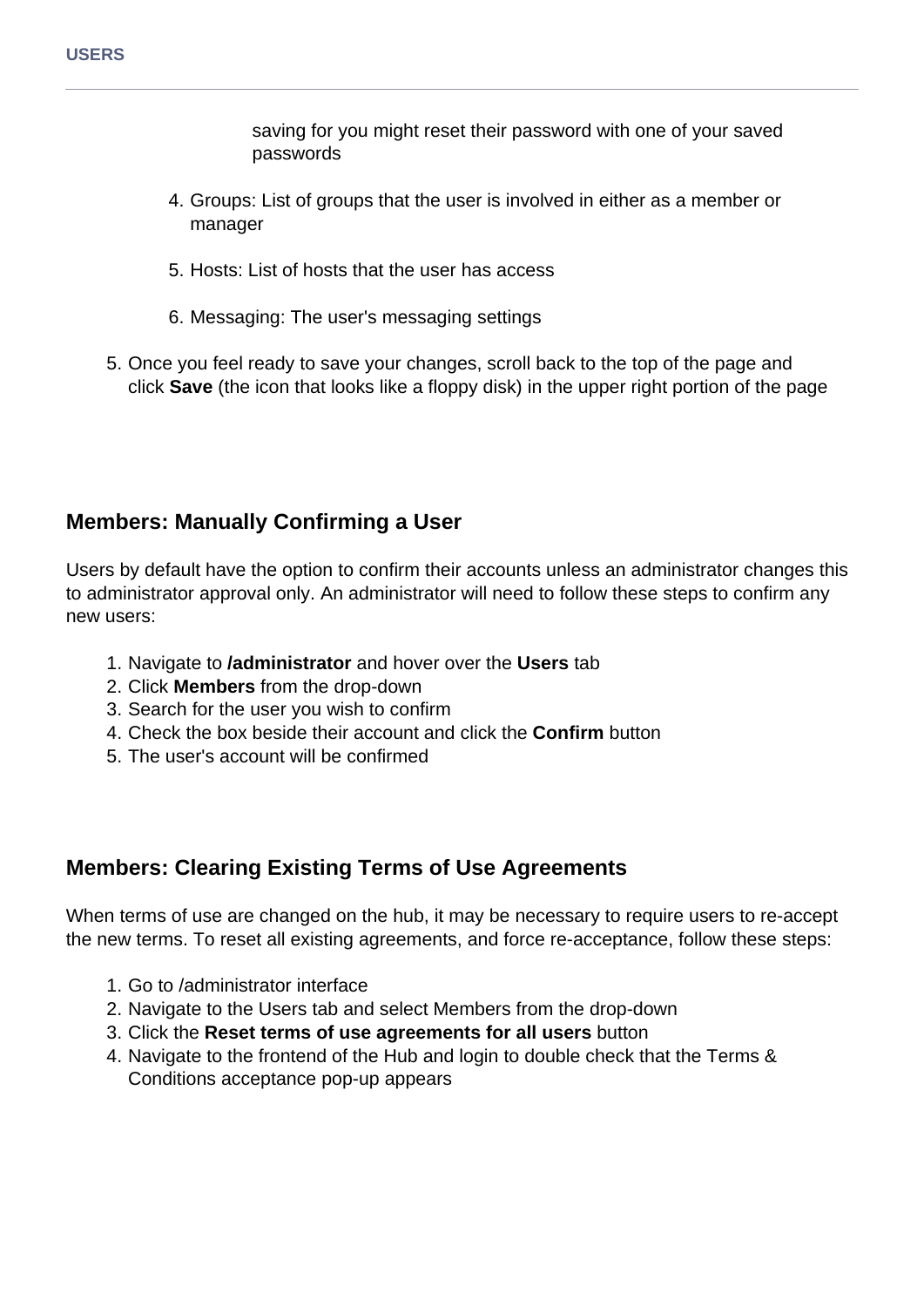saving for you might reset their password with one of your saved passwords

4. Groups: List of groups that the user is involved in either as a member or manager
5. Hosts: List of hosts that the user has access
6. Messaging: The user's messaging settings

5. Once you feel ready to save your changes, scroll back to the top of the page and click **Save** (the icon that looks like a floppy disk) in the upper right portion of the page

## Members: Manually Confirming a User

Users by default have the option to confirm their accounts unless an administrator changes this to administrator approval only. An administrator will need to follow these steps to confirm any new users:

1. Navigate to **/administrator** and hover over the **Users** tab
2. Click **Members** from the drop-down
3. Search for the user you wish to confirm
4. Check the box beside their account and click the **Confirm** button
5. The user's account will be confirmed

## Members: Clearing Existing Terms of Use Agreements

When terms of use are changed on the hub, it may be necessary to require users to re-accept the new terms. To reset all existing agreements, and force re-acceptance, follow these steps:

1. Go to /administrator interface
2. Navigate to the Users tab and select Members from the drop-down
3. Click the **Reset terms of use agreements for all users** button
4. Navigate to the frontend of the Hub and login to double check that the Terms & Conditions acceptance pop-up appears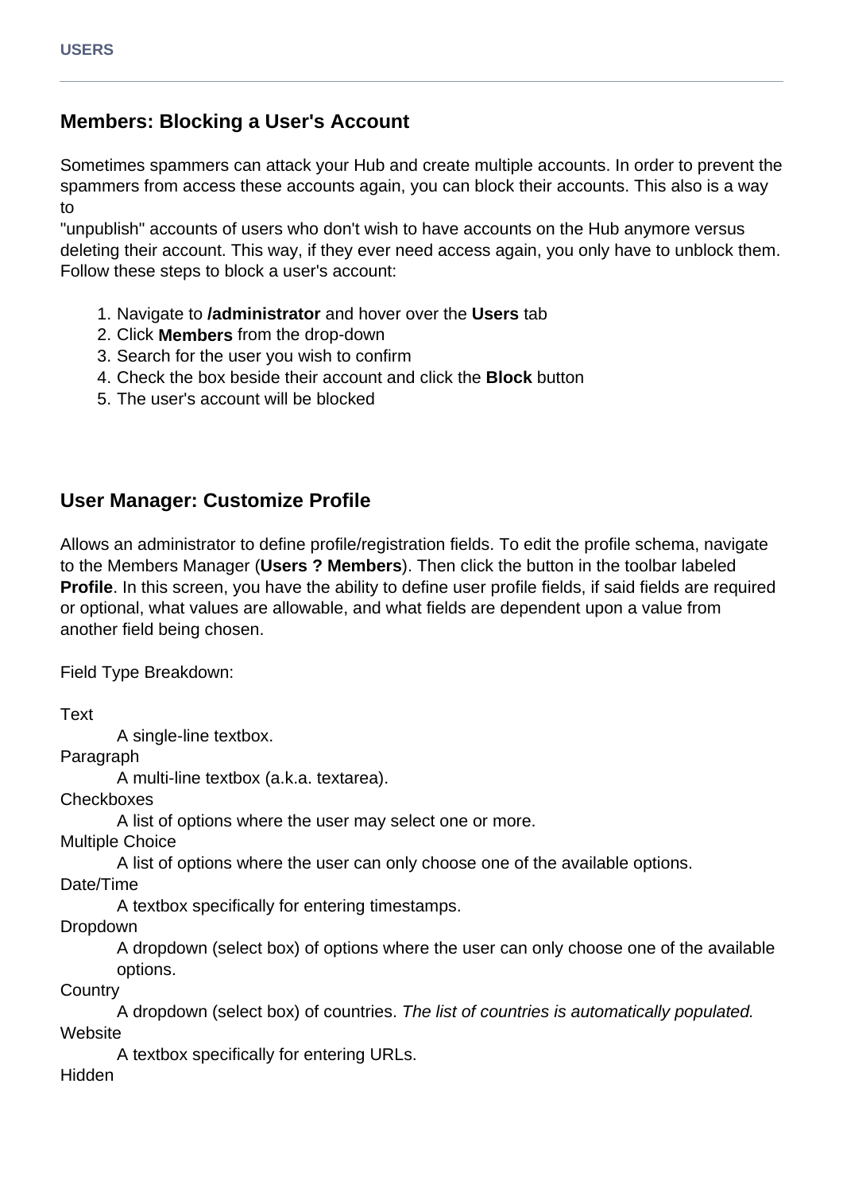## Members: Blocking a User's Account

Sometimes spammers can attack your Hub and create multiple accounts. In order to prevent the spammers from access these accounts again, you can block their accounts. This also is a way to
"unpublish" accounts of users who don't wish to have accounts on the Hub anymore versus deleting their account. This way, if they ever need access again, you only have to unblock them. Follow these steps to block a user's account:

1. Navigate to **/administrator** and hover over the **Users** tab
2. Click **Members** from the drop-down
3. Search for the user you wish to confirm
4. Check the box beside their account and click the **Block** button
5. The user's account will be blocked

## User Manager: Customize Profile

Allows an administrator to define profile/registration fields. To edit the profile schema, navigate to the Members Manager (**Users ? Members**). Then click the button in the toolbar labeled **Profile**. In this screen, you have the ability to define user profile fields, if said fields are required or optional, what values are allowable, and what fields are dependent upon a value from another field being chosen.

Field Type Breakdown:

Text
: A single-line textbox.

Paragraph
: A multi-line textbox (a.k.a. textarea).

Checkboxes
: A list of options where the user may select one or more.

Multiple Choice
: A list of options where the user can only choose one of the available options.

Date/Time
: A textbox specifically for entering timestamps.

Dropdown
: A dropdown (select box) of options where the user can only choose one of the available options.

Country
: A dropdown (select box) of countries. *The list of countries is automatically populated.*

Website
: A textbox specifically for entering URLs.

Hidden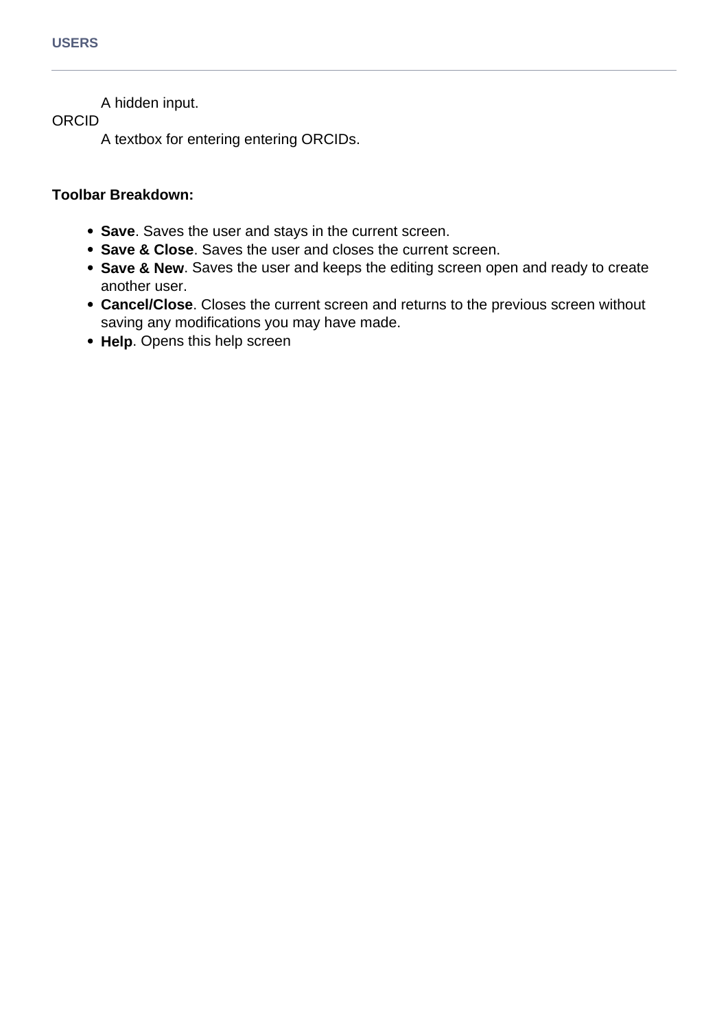A hidden input.

ORCID
: A textbox for entering entering ORCIDs.

**Toolbar Breakdown:**

- **Save**. Saves the user and stays in the current screen.
- **Save & Close**. Saves the user and closes the current screen.
- **Save & New**. Saves the user and keeps the editing screen open and ready to create another user.
- **Cancel/Close**. Closes the current screen and returns to the previous screen without saving any modifications you may have made.
- **Help**. Opens this help screen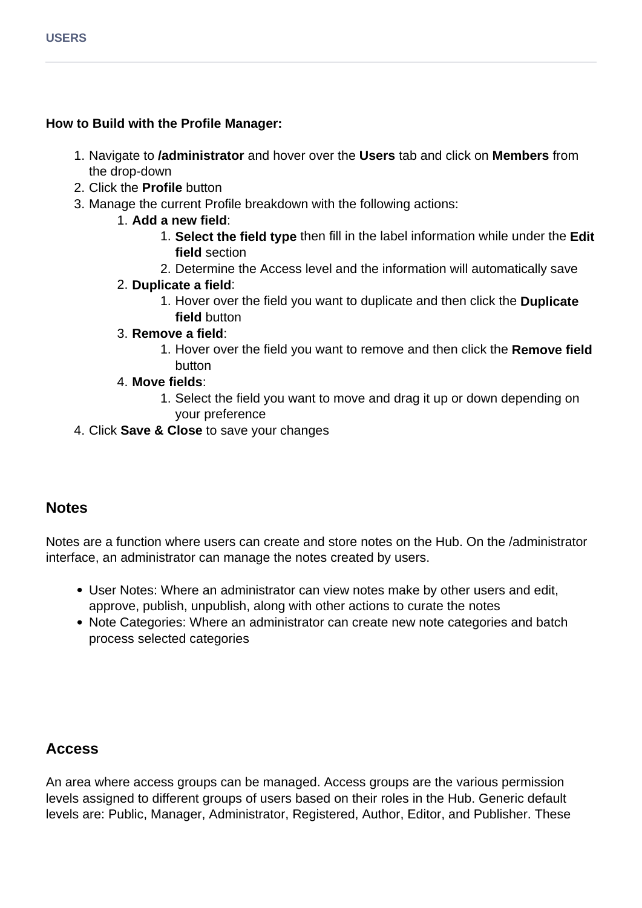**How to Build with the Profile Manager:**

1. Navigate to **/administrator** and hover over the **Users** tab and click on **Members** from the drop-down
2. Click the **Profile** button
3. Manage the current Profile breakdown with the following actions:
    1. **Add a new field**:
        1. **Select the field type** then fill in the label information while under the **Edit field** section
        2. Determine the Access level and the information will automatically save
    2. **Duplicate a field**:
        1. Hover over the field you want to duplicate and then click the **Duplicate field** button
    3. **Remove a field**:
        1. Hover over the field you want to remove and then click the **Remove field** button
    4. **Move fields**:
        1. Select the field you want to move and drag it up or down depending on your preference
4. Click **Save & Close** to save your changes

## Notes

Notes are a function where users can create and store notes on the Hub. On the /administrator interface, an administrator can manage the notes created by users.

- User Notes: Where an administrator can view notes make by other users and edit, approve, publish, unpublish, along with other actions to curate the notes
- Note Categories: Where an administrator can create new note categories and batch process selected categories

## Access

An area where access groups can be managed. Access groups are the various permission levels assigned to different groups of users based on their roles in the Hub. Generic default levels are: Public, Manager, Administrator, Registered, Author, Editor, and Publisher. These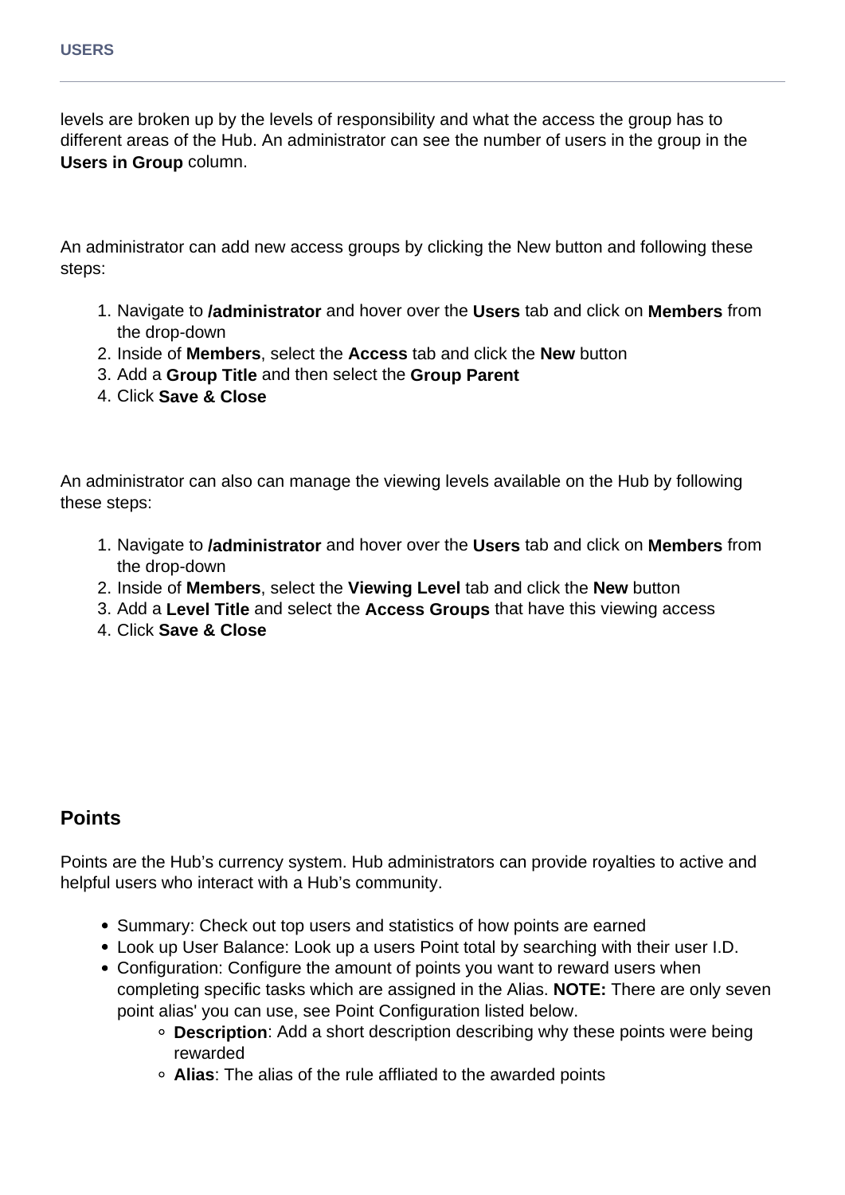levels are broken up by the levels of responsibility and what the access the group has to different areas of the Hub. An administrator can see the number of users in the group in the **Users in Group** column.

An administrator can add new access groups by clicking the New button and following these steps:

1. Navigate to **/administrator** and hover over the **Users** tab and click on **Members** from the drop-down
2. Inside of **Members**, select the **Access** tab and click the **New** button
3. Add a **Group Title** and then select the **Group Parent**
4. Click **Save & Close**

An administrator can also can manage the viewing levels available on the Hub by following these steps:

1. Navigate to **/administrator** and hover over the **Users** tab and click on **Members** from the drop-down
2. Inside of **Members**, select the **Viewing Level** tab and click the **New** button
3. Add a **Level Title** and select the **Access Groups** that have this viewing access
4. Click **Save & Close**

## Points

Points are the Hub's currency system. Hub administrators can provide royalties to active and helpful users who interact with a Hub's community.

- Summary: Check out top users and statistics of how points are earned
- Look up User Balance: Look up a users Point total by searching with their user I.D.
- Configuration: Configure the amount of points you want to reward users when completing specific tasks which are assigned in the Alias. **NOTE:** There are only seven point alias' you can use, see Point Configuration listed below.
  - **Description**: Add a short description describing why these points were being rewarded
  - **Alias**: The alias of the rule affliated to the awarded points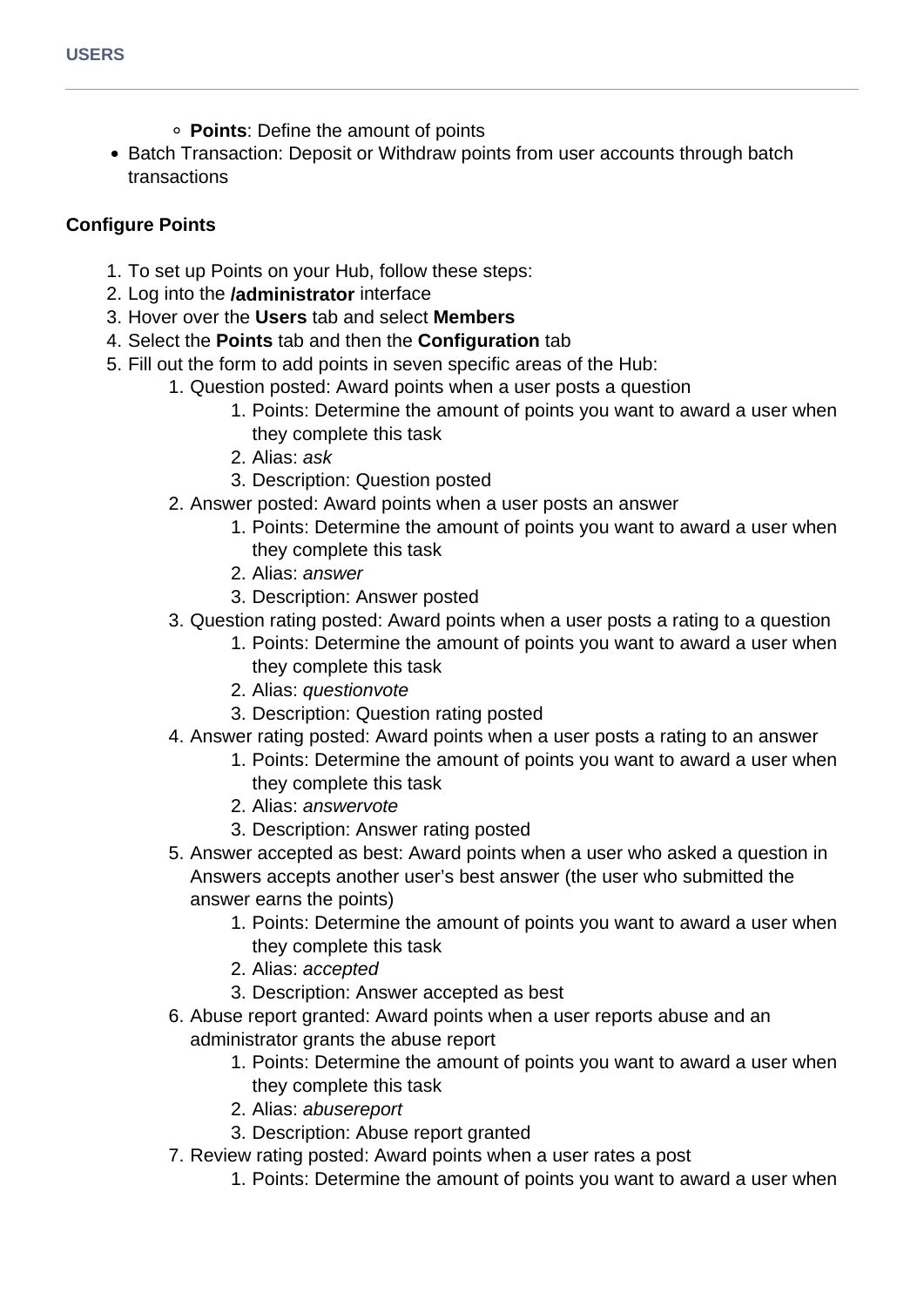- **Points**: Define the amount of points
- Batch Transaction: Deposit or Withdraw points from user accounts through batch transactions

**Configure Points**

1. To set up Points on your Hub, follow these steps:
2. Log into the **/administrator** interface
3. Hover over the **Users** tab and select **Members**
4. Select the **Points** tab and then the **Configuration** tab
5. Fill out the form to add points in seven specific areas of the Hub:
    1. Question posted: Award points when a user posts a question
        1. Points: Determine the amount of points you want to award a user when they complete this task
        2. Alias: *ask*
        3. Description: Question posted
    2. Answer posted: Award points when a user posts an answer
        1. Points: Determine the amount of points you want to award a user when they complete this task
        2. Alias: *answer*
        3. Description: Answer posted
    3. Question rating posted: Award points when a user posts a rating to a question
        1. Points: Determine the amount of points you want to award a user when they complete this task
        2. Alias: *questionvote*
        3. Description: Question rating posted
    4. Answer rating posted: Award points when a user posts a rating to an answer
        1. Points: Determine the amount of points you want to award a user when they complete this task
        2. Alias: *answervote*
        3. Description: Answer rating posted
    5. Answer accepted as best: Award points when a user who asked a question in Answers accepts another user's best answer (the user who submitted the answer earns the points)
        1. Points: Determine the amount of points you want to award a user when they complete this task
        2. Alias: *accepted*
        3. Description: Answer accepted as best
    6. Abuse report granted: Award points when a user reports abuse and an administrator grants the abuse report
        1. Points: Determine the amount of points you want to award a user when they complete this task
        2. Alias: *abusereport*
        3. Description: Abuse report granted
    7. Review rating posted: Award points when a user rates a post
        1. Points: Determine the amount of points you want to award a user when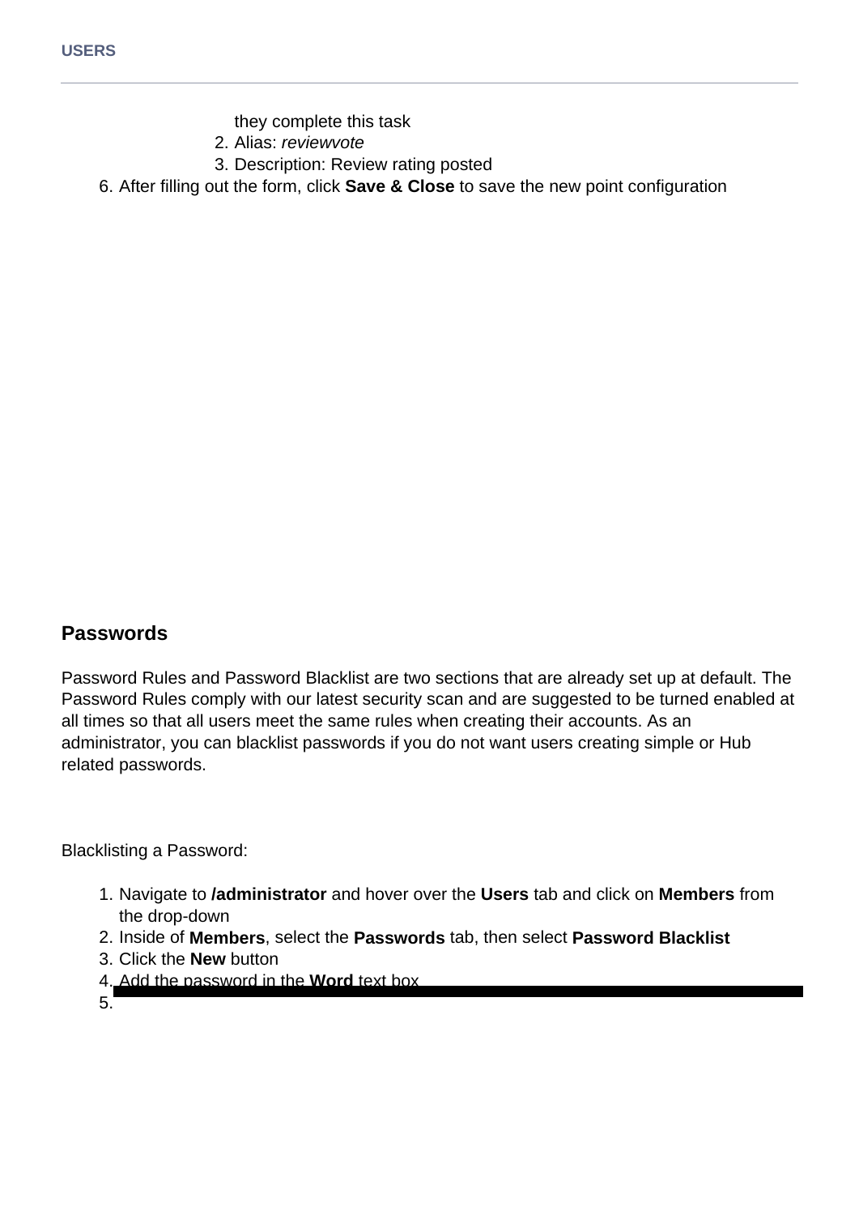they complete this task

   2. Alias: *reviewvote*
   3. Description: Review rating posted

6. After filling out the form, click **Save & Close** to save the new point configuration

## Passwords

Password Rules and Password Blacklist are two sections that are already set up at default. The Password Rules comply with our latest security scan and are suggested to be turned enabled at all times so that all users meet the same rules when creating their accounts. As an administrator, you can blacklist passwords if you do not want users creating simple or Hub related passwords.

Blacklisting a Password:

1. Navigate to **/administrator** and hover over the **Users** tab and click on **Members** from the drop-down
2. Inside of **Members**, select the **Passwords** tab, then select **Password Blacklist**
3. Click the **New** button
4. Add the password in the **Word** text box
5.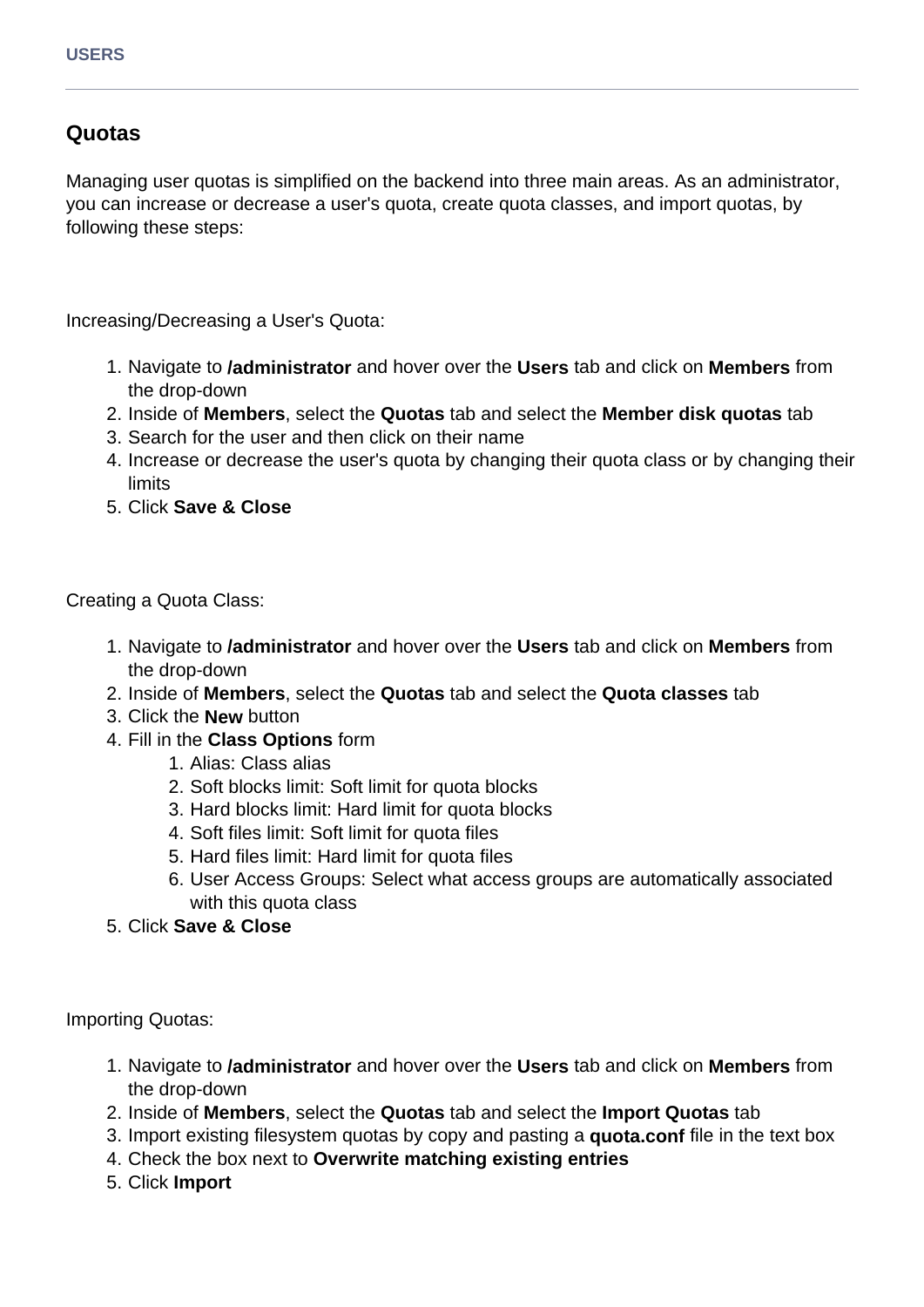## Quotas

Managing user quotas is simplified on the backend into three main areas. As an administrator, you can increase or decrease a user's quota, create quota classes, and import quotas, by following these steps:

Increasing/Decreasing a User's Quota:

1. Navigate to **/administrator** and hover over the **Users** tab and click on **Members** from the drop-down
2. Inside of **Members**, select the **Quotas** tab and select the **Member disk quotas** tab
3. Search for the user and then click on their name
4. Increase or decrease the user's quota by changing their quota class or by changing their limits
5. Click **Save & Close**

Creating a Quota Class:

1. Navigate to **/administrator** and hover over the **Users** tab and click on **Members** from the drop-down
2. Inside of **Members**, select the **Quotas** tab and select the **Quota classes** tab
3. Click the **New** button
4. Fill in the **Class Options** form
    1. Alias: Class alias
    2. Soft blocks limit: Soft limit for quota blocks
    3. Hard blocks limit: Hard limit for quota blocks
    4. Soft files limit: Soft limit for quota files
    5. Hard files limit: Hard limit for quota files
    6. User Access Groups: Select what access groups are automatically associated with this quota class
5. Click **Save & Close**

Importing Quotas:

1. Navigate to **/administrator** and hover over the **Users** tab and click on **Members** from the drop-down
2. Inside of **Members**, select the **Quotas** tab and select the **Import Quotas** tab
3. Import existing filesystem quotas by copy and pasting a **quota.conf** file in the text box
4. Check the box next to **Overwrite matching existing entries**
5. Click **Import**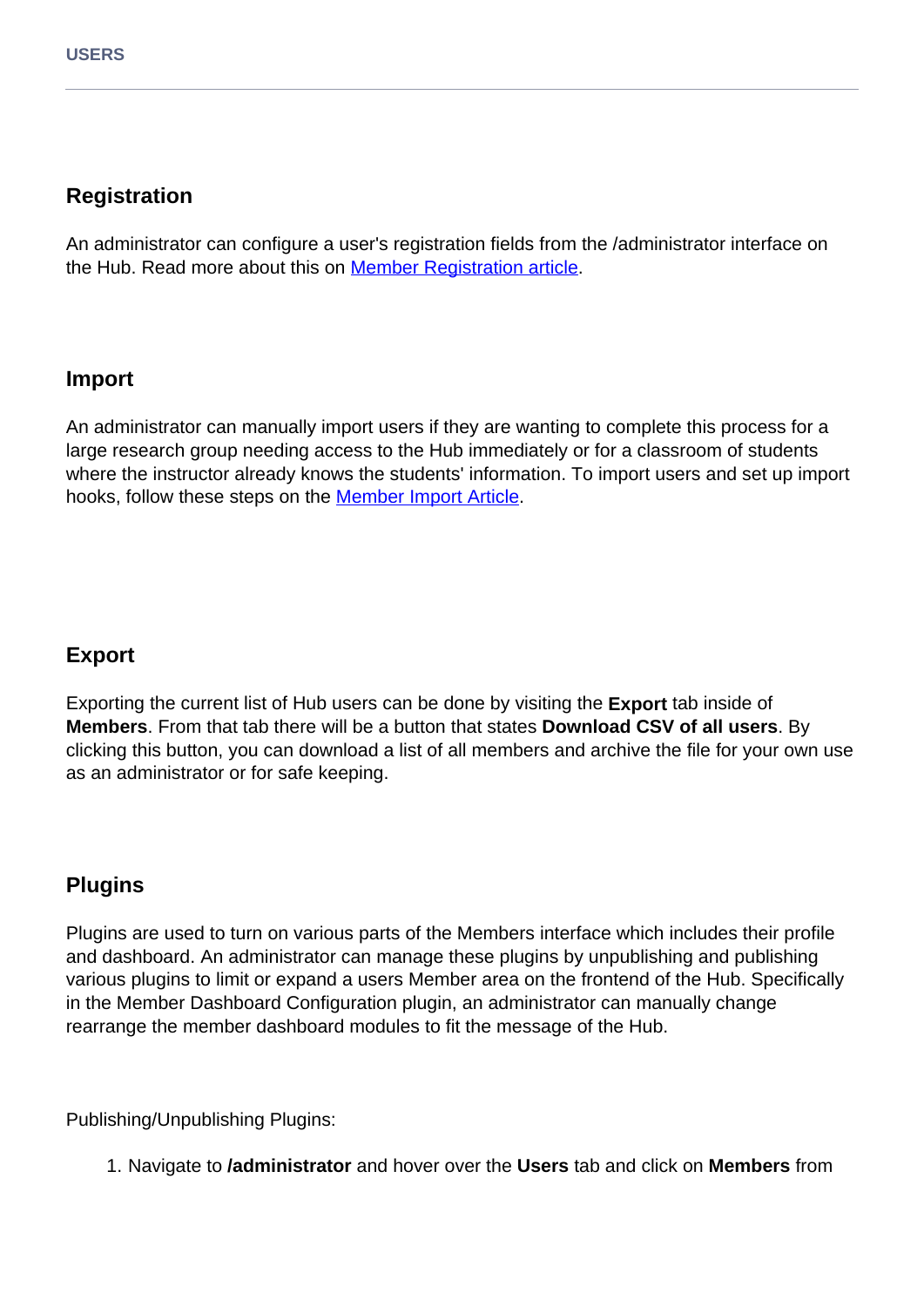## Registration

An administrator can configure a user's registration fields from the /administrator interface on the Hub. Read more about this on [Member Registration article](#).

## Import

An administrator can manually import users if they are wanting to complete this process for a large research group needing access to the Hub immediately or for a classroom of students where the instructor already knows the students' information. To import users and set up import hooks, follow these steps on the [Member Import Article](#).

## Export

Exporting the current list of Hub users can be done by visiting the **Export** tab inside of **Members**. From that tab there will be a button that states **Download CSV of all users**. By clicking this button, you can download a list of all members and archive the file for your own use as an administrator or for safe keeping.

## Plugins

Plugins are used to turn on various parts of the Members interface which includes their profile and dashboard. An administrator can manage these plugins by unpublishing and publishing various plugins to limit or expand a users Member area on the frontend of the Hub. Specifically in the Member Dashboard Configuration plugin, an administrator can manually change rearrange the member dashboard modules to fit the message of the Hub.

Publishing/Unpublishing Plugins:

1. Navigate to **/administrator** and hover over the **Users** tab and click on **Members** from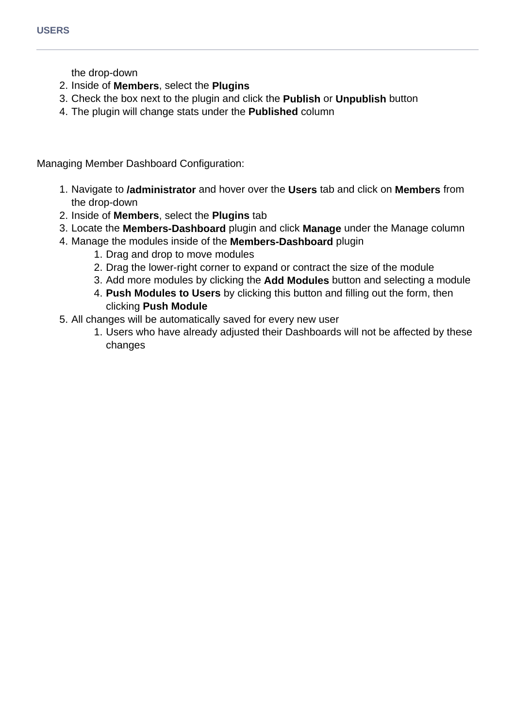the drop-down
2. Inside of **Members**, select the **Plugins**
3. Check the box next to the plugin and click the **Publish** or **Unpublish** button
4. The plugin will change stats under the **Published** column

Managing Member Dashboard Configuration:

1. Navigate to **/administrator** and hover over the **Users** tab and click on **Members** from the drop-down
2. Inside of **Members**, select the **Plugins** tab
3. Locate the **Members-Dashboard** plugin and click **Manage** under the Manage column
4. Manage the modules inside of the **Members-Dashboard** plugin
    1. Drag and drop to move modules
    2. Drag the lower-right corner to expand or contract the size of the module
    3. Add more modules by clicking the **Add Modules** button and selecting a module
    4. **Push Modules to Users** by clicking this button and filling out the form, then clicking **Push Module**
5. All changes will be automatically saved for every new user
    1. Users who have already adjusted their Dashboards will not be affected by these changes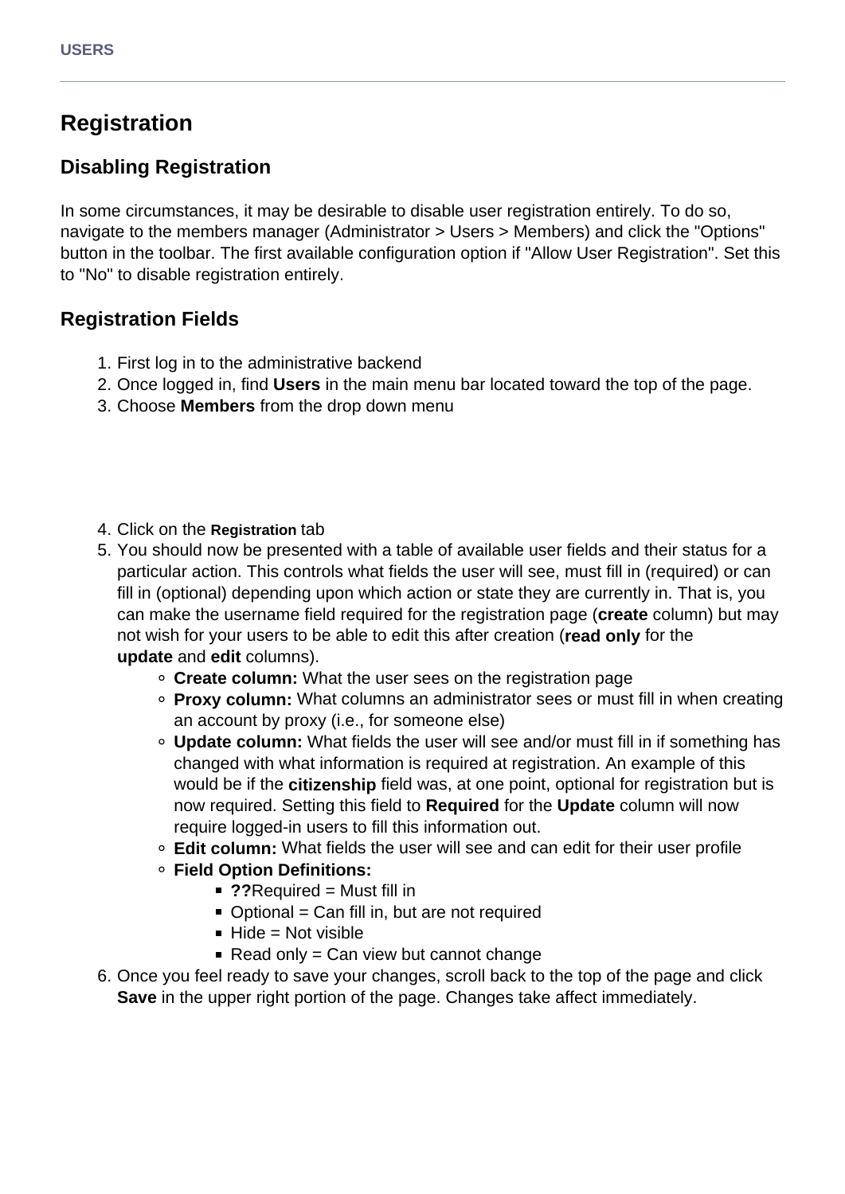## Registration

### Disabling Registration

In some circumstances, it may be desirable to disable user registration entirely. To do so, navigate to the members manager (Administrator > Users > Members) and click the "Options" button in the toolbar. The first available configuration option if "Allow User Registration". Set this to "No" to disable registration entirely.

### Registration Fields

1. First log in to the administrative backend
2. Once logged in, find **Users** in the main menu bar located toward the top of the page.
3. Choose **Members** from the drop down menu

4. Click on the **Registration** tab
5. You should now be presented with a table of available user fields and their status for a particular action. This controls what fields the user will see, must fill in (required) or can fill in (optional) depending upon which action or state they are currently in. That is, you can make the username field required for the registration page (**create** column) but may not wish for your users to be able to edit this after creation (**read only** for the **update** and **edit** columns).
   - **Create column:** What the user sees on the registration page
   - **Proxy column:** What columns an administrator sees or must fill in when creating an account by proxy (i.e., for someone else)
   - **Update column:** What fields the user will see and/or must fill in if something has changed with what information is required at registration. An example of this would be if the **citizenship** field was, at one point, optional for registration but is now required. Setting this field to **Required** for the **Update** column will now require logged-in users to fill this information out.
   - **Edit column:** What fields the user will see and can edit for their user profile
   - **Field Option Definitions:**
     - **??**Required = Must fill in
     - Optional = Can fill in, but are not required
     - Hide = Not visible
     - Read only = Can view but cannot change
6. Once you feel ready to save your changes, scroll back to the top of the page and click **Save** in the upper right portion of the page. Changes take affect immediately.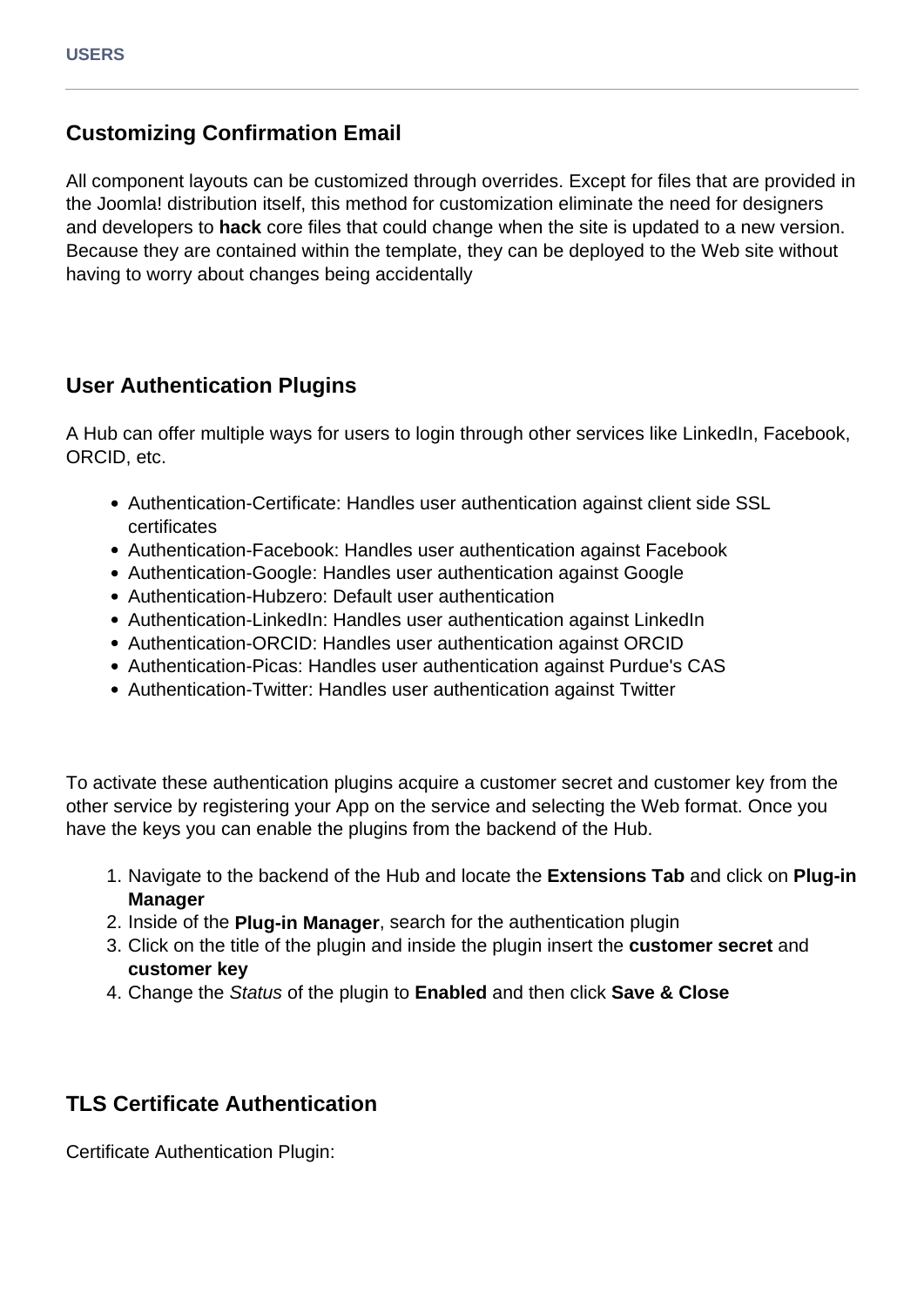## Customizing Confirmation Email

All component layouts can be customized through overrides. Except for files that are provided in the Joomla! distribution itself, this method for customization eliminate the need for designers and developers to **hack** core files that could change when the site is updated to a new version. Because they are contained within the template, they can be deployed to the Web site without having to worry about changes being accidentally

## User Authentication Plugins

A Hub can offer multiple ways for users to login through other services like LinkedIn, Facebook, ORCID, etc.

- Authentication-Certificate: Handles user authentication against client side SSL certificates
- Authentication-Facebook: Handles user authentication against Facebook
- Authentication-Google: Handles user authentication against Google
- Authentication-Hubzero: Default user authentication
- Authentication-LinkedIn: Handles user authentication against LinkedIn
- Authentication-ORCID: Handles user authentication against ORCID
- Authentication-Picas: Handles user authentication against Purdue's CAS
- Authentication-Twitter: Handles user authentication against Twitter

To activate these authentication plugins acquire a customer secret and customer key from the other service by registering your App on the service and selecting the Web format. Once you have the keys you can enable the plugins from the backend of the Hub.

1. Navigate to the backend of the Hub and locate the **Extensions Tab** and click on **Plug-in Manager**
2. Inside of the **Plug-in Manager**, search for the authentication plugin
3. Click on the title of the plugin and inside the plugin insert the **customer secret** and **customer key**
4. Change the *Status* of the plugin to **Enabled** and then click **Save & Close**

## TLS Certificate Authentication

Certificate Authentication Plugin: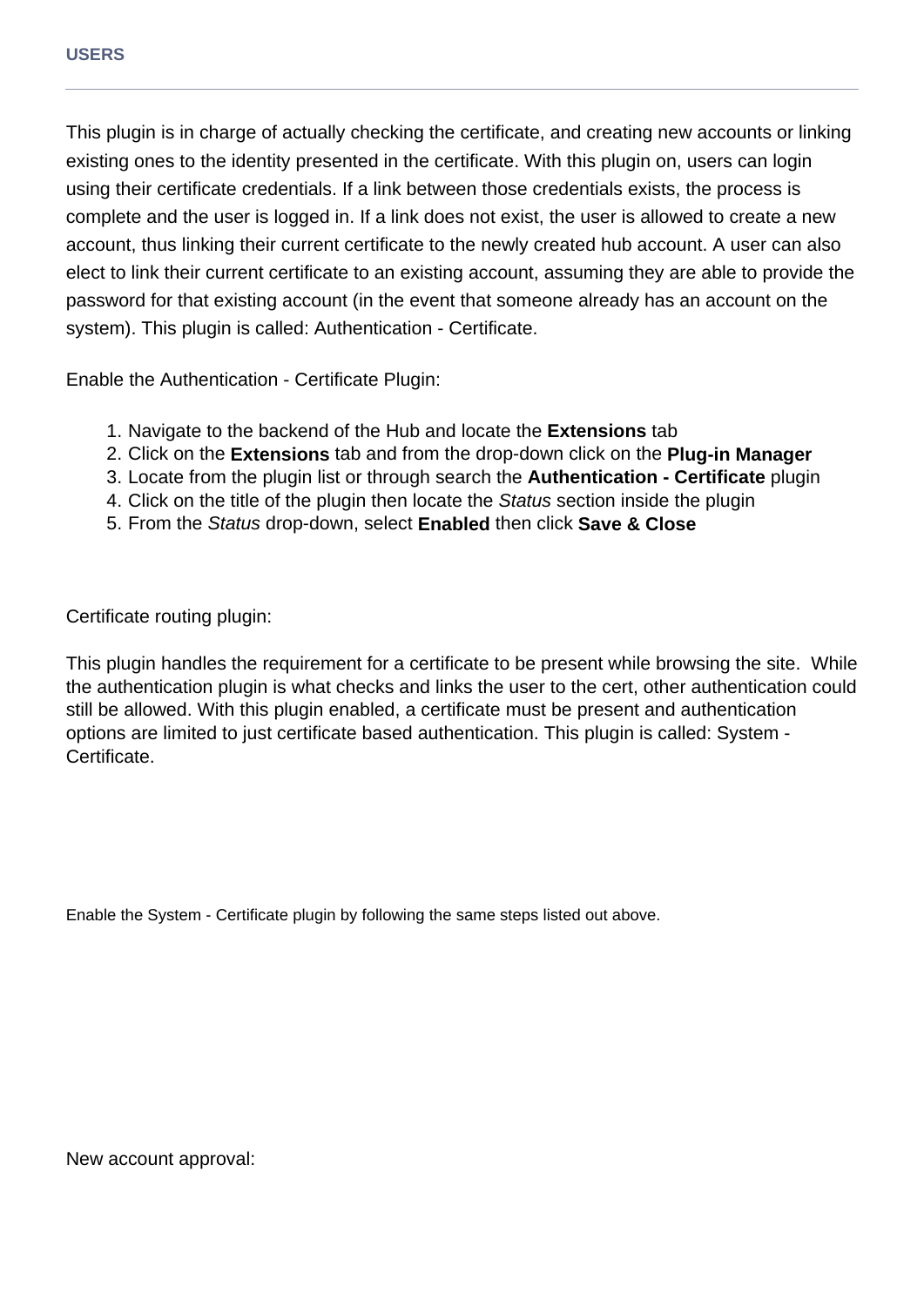This plugin is in charge of actually checking the certificate, and creating new accounts or linking existing ones to the identity presented in the certificate. With this plugin on, users can login using their certificate credentials. If a link between those credentials exists, the process is complete and the user is logged in. If a link does not exist, the user is allowed to create a new account, thus linking their current certificate to the newly created hub account. A user can also elect to link their current certificate to an existing account, assuming they are able to provide the password for that existing account (in the event that someone already has an account on the system). This plugin is called: Authentication - Certificate.

Enable the Authentication - Certificate Plugin:

1. Navigate to the backend of the Hub and locate the **Extensions** tab
2. Click on the **Extensions** tab and from the drop-down click on the **Plug-in Manager**
3. Locate from the plugin list or through search the **Authentication - Certificate** plugin
4. Click on the title of the plugin then locate the *Status* section inside the plugin
5. From the *Status* drop-down, select **Enabled** then click **Save & Close**

Certificate routing plugin:

This plugin handles the requirement for a certificate to be present while browsing the site. While the authentication plugin is what checks and links the user to the cert, other authentication could still be allowed. With this plugin enabled, a certificate must be present and authentication options are limited to just certificate based authentication. This plugin is called: System - Certificate.

Enable the System - Certificate plugin by following the same steps listed out above.

New account approval: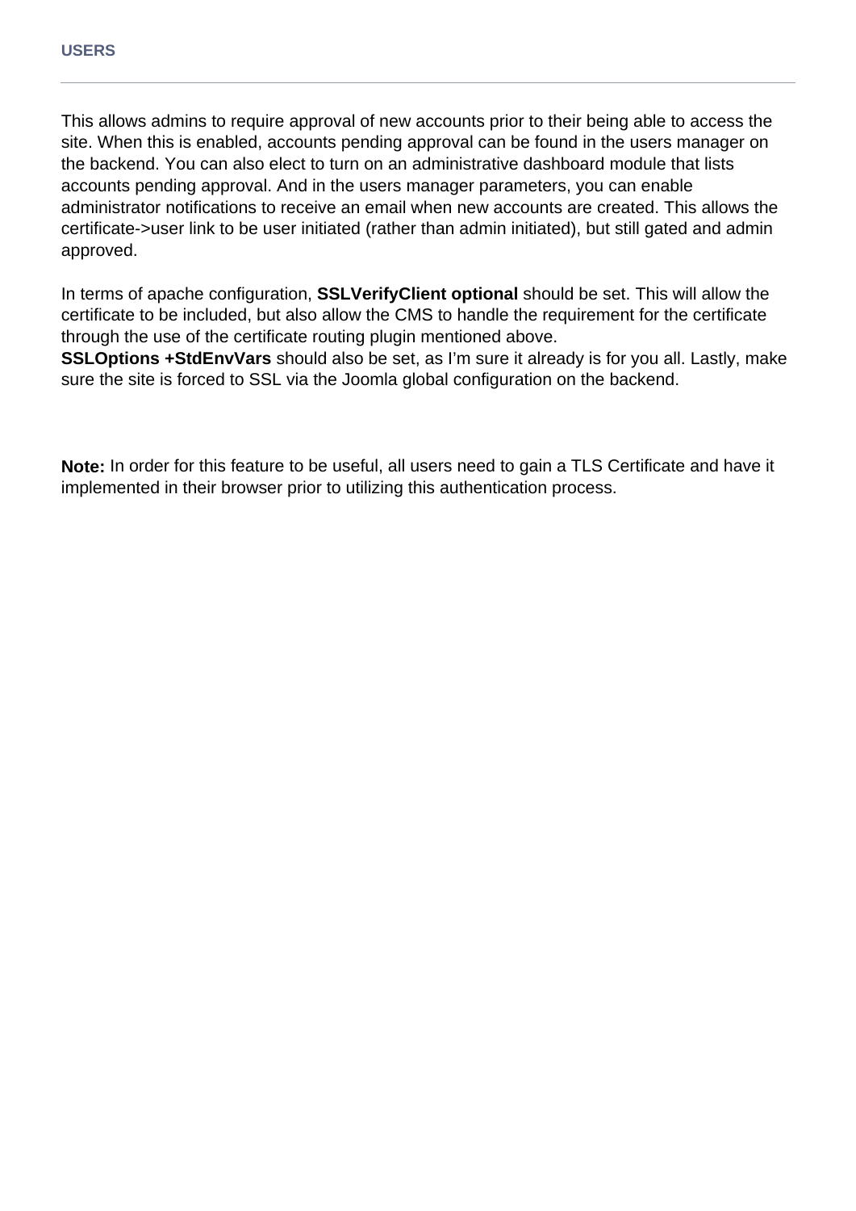This allows admins to require approval of new accounts prior to their being able to access the site. When this is enabled, accounts pending approval can be found in the users manager on the backend. You can also elect to turn on an administrative dashboard module that lists accounts pending approval. And in the users manager parameters, you can enable administrator notifications to receive an email when new accounts are created. This allows the certificate->user link to be user initiated (rather than admin initiated), but still gated and admin approved.

In terms of apache configuration, **SSLVerifyClient optional** should be set. This will allow the certificate to be included, but also allow the CMS to handle the requirement for the certificate through the use of the certificate routing plugin mentioned above.
**SSLOptions +StdEnvVars** should also be set, as I'm sure it already is for you all. Lastly, make sure the site is forced to SSL via the Joomla global configuration on the backend.

**Note:** In order for this feature to be useful, all users need to gain a TLS Certificate and have it implemented in their browser prior to utilizing this authentication process.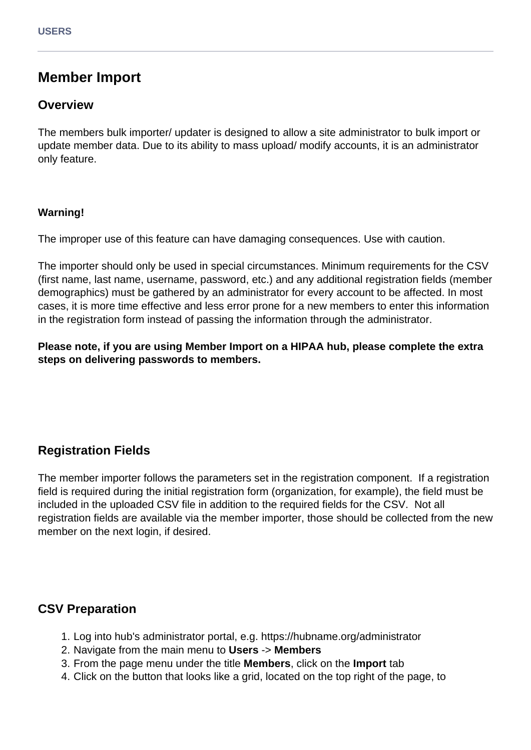# Member Import

## Overview

The members bulk importer/ updater is designed to allow a site administrator to bulk import or update member data. Due to its ability to mass upload/ modify accounts, it is an administrator only feature.

**Warning!**

The improper use of this feature can have damaging consequences. Use with caution.

The importer should only be used in special circumstances. Minimum requirements for the CSV (first name, last name, username, password, etc.) and any additional registration fields (member demographics) must be gathered by an administrator for every account to be affected. In most cases, it is more time effective and less error prone for a new members to enter this information in the registration form instead of passing the information through the administrator.

**Please note, if you are using Member Import on a HIPAA hub, please complete the extra steps on delivering passwords to members.**

## Registration Fields

The member importer follows the parameters set in the registration component.  If a registration field is required during the initial registration form (organization, for example), the field must be included in the uploaded CSV file in addition to the required fields for the CSV.  Not all registration fields are available via the member importer, those should be collected from the new member on the next login, if desired.

## CSV Preparation

1. Log into hub's administrator portal, e.g. https://hubname.org/administrator
2. Navigate from the main menu to **Users** -> **Members**
3. From the page menu under the title **Members**, click on the **Import** tab
4. Click on the button that looks like a grid, located on the top right of the page, to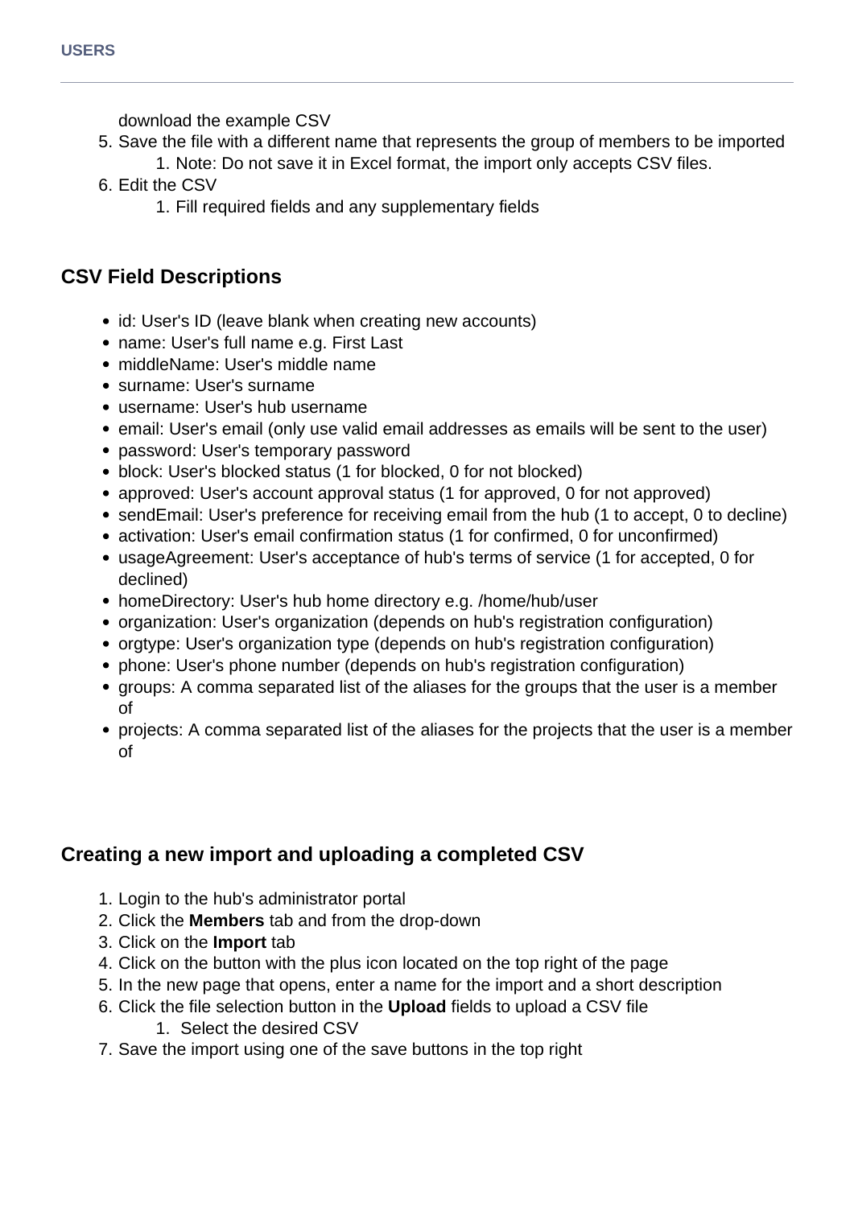download the example CSV

5. Save the file with a different name that represents the group of members to be imported
    1. Note: Do not save it in Excel format, the import only accepts CSV files.
6. Edit the CSV
    1. Fill required fields and any supplementary fields

## CSV Field Descriptions

- id: User's ID (leave blank when creating new accounts)
- name: User's full name e.g. First Last
- middleName: User's middle name
- surname: User's surname
- username: User's hub username
- email: User's email (only use valid email addresses as emails will be sent to the user)
- password: User's temporary password
- block: User's blocked status (1 for blocked, 0 for not blocked)
- approved: User's account approval status (1 for approved, 0 for not approved)
- sendEmail: User's preference for receiving email from the hub (1 to accept, 0 to decline)
- activation: User's email confirmation status (1 for confirmed, 0 for unconfirmed)
- usageAgreement: User's acceptance of hub's terms of service (1 for accepted, 0 for declined)
- homeDirectory: User's hub home directory e.g. /home/hub/user
- organization: User's organization (depends on hub's registration configuration)
- orgtype: User's organization type (depends on hub's registration configuration)
- phone: User's phone number (depends on hub's registration configuration)
- groups: A comma separated list of the aliases for the groups that the user is a member of
- projects: A comma separated list of the aliases for the projects that the user is a member of

## Creating a new import and uploading a completed CSV

1. Login to the hub's administrator portal
2. Click the **Members** tab and from the drop-down
3. Click on the **Import** tab
4. Click on the button with the plus icon located on the top right of the page
5. In the new page that opens, enter a name for the import and a short description
6. Click the file selection button in the **Upload** fields to upload a CSV file
    1. Select the desired CSV
7. Save the import using one of the save buttons in the top right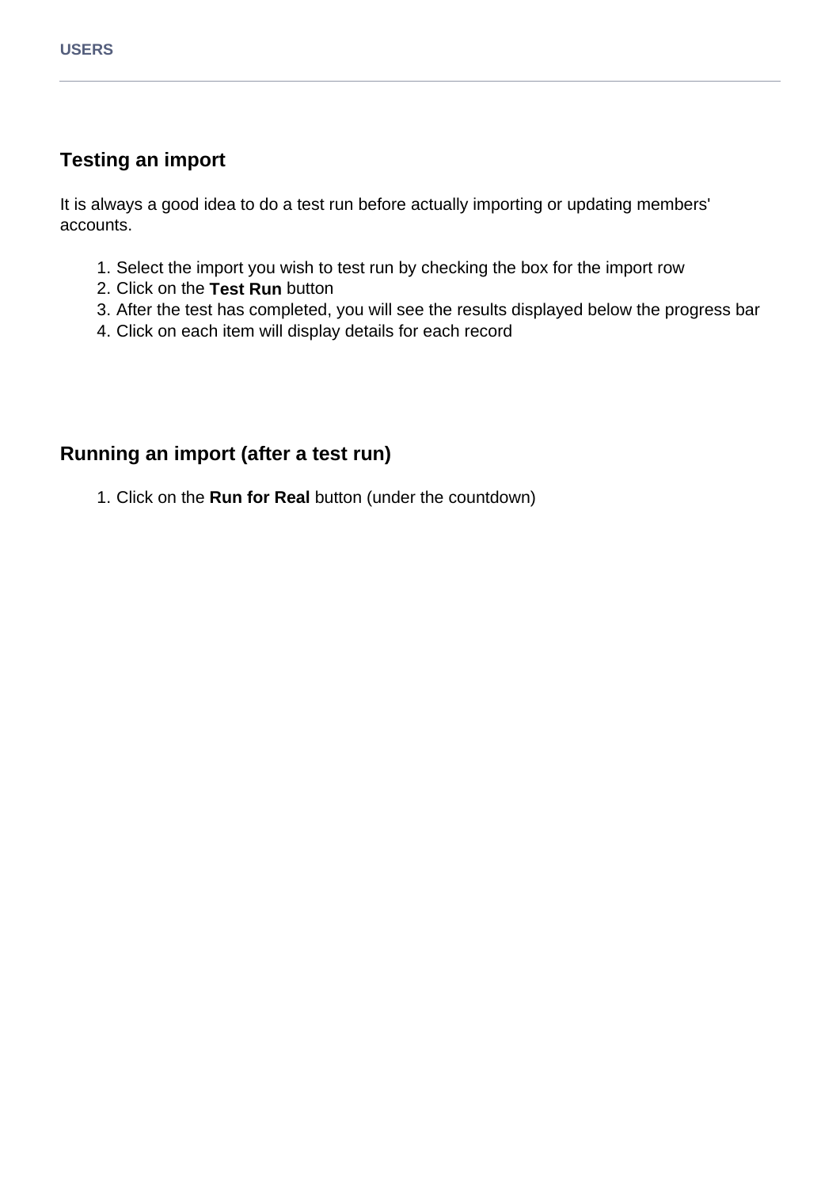## Testing an import

It is always a good idea to do a test run before actually importing or updating members' accounts.

1. Select the import you wish to test run by checking the box for the import row
2. Click on the **Test Run** button
3. After the test has completed, you will see the results displayed below the progress bar
4. Click on each item will display details for each record

## Running an import (after a test run)

1. Click on the **Run for Real** button (under the countdown)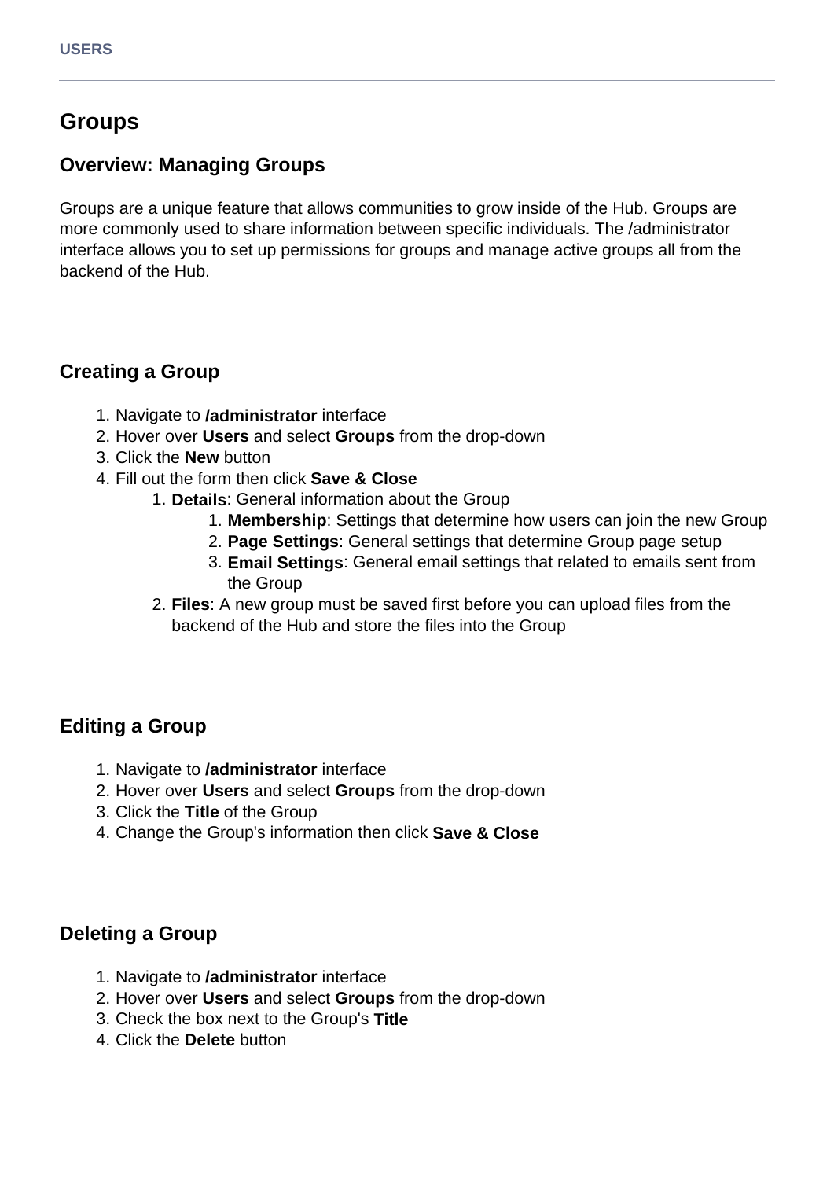# Groups

## Overview: Managing Groups

Groups are a unique feature that allows communities to grow inside of the Hub. Groups are more commonly used to share information between specific individuals. The /administrator interface allows you to set up permissions for groups and manage active groups all from the backend of the Hub.

## Creating a Group

1. Navigate to **/administrator** interface
2. Hover over **Users** and select **Groups** from the drop-down
3. Click the **New** button
4. Fill out the form then click **Save & Close**
    1. **Details**: General information about the Group
        1. **Membership**: Settings that determine how users can join the new Group
        2. **Page Settings**: General settings that determine Group page setup
        3. **Email Settings**: General email settings that related to emails sent from the Group
    2. **Files**: A new group must be saved first before you can upload files from the backend of the Hub and store the files into the Group

## Editing a Group

1. Navigate to **/administrator** interface
2. Hover over **Users** and select **Groups** from the drop-down
3. Click the **Title** of the Group
4. Change the Group's information then click **Save & Close**

## Deleting a Group

1. Navigate to **/administrator** interface
2. Hover over **Users** and select **Groups** from the drop-down
3. Check the box next to the Group's **Title**
4. Click the **Delete** button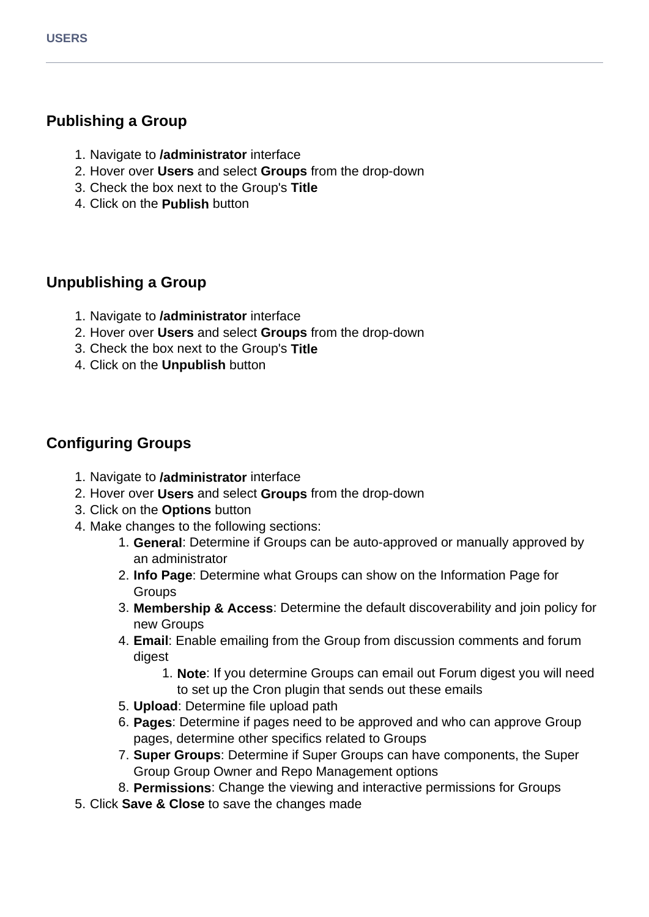## Publishing a Group

1. Navigate to **/administrator** interface
2. Hover over **Users** and select **Groups** from the drop-down
3. Check the box next to the Group's **Title**
4. Click on the **Publish** button

## Unpublishing a Group

1. Navigate to **/administrator** interface
2. Hover over **Users** and select **Groups** from the drop-down
3. Check the box next to the Group's **Title**
4. Click on the **Unpublish** button

## Configuring Groups

1. Navigate to **/administrator** interface
2. Hover over **Users** and select **Groups** from the drop-down
3. Click on the **Options** button
4. Make changes to the following sections:
    1. **General**: Determine if Groups can be auto-approved or manually approved by an administrator
    2. **Info Page**: Determine what Groups can show on the Information Page for Groups
    3. **Membership & Access**: Determine the default discoverability and join policy for new Groups
    4. **Email**: Enable emailing from the Group from discussion comments and forum digest
        1. **Note**: If you determine Groups can email out Forum digest you will need to set up the Cron plugin that sends out these emails
    5. **Upload**: Determine file upload path
    6. **Pages**: Determine if pages need to be approved and who can approve Group pages, determine other specifics related to Groups
    7. **Super Groups**: Determine if Super Groups can have components, the Super Group Group Owner and Repo Management options
    8. **Permissions**: Change the viewing and interactive permissions for Groups
5. Click **Save & Close** to save the changes made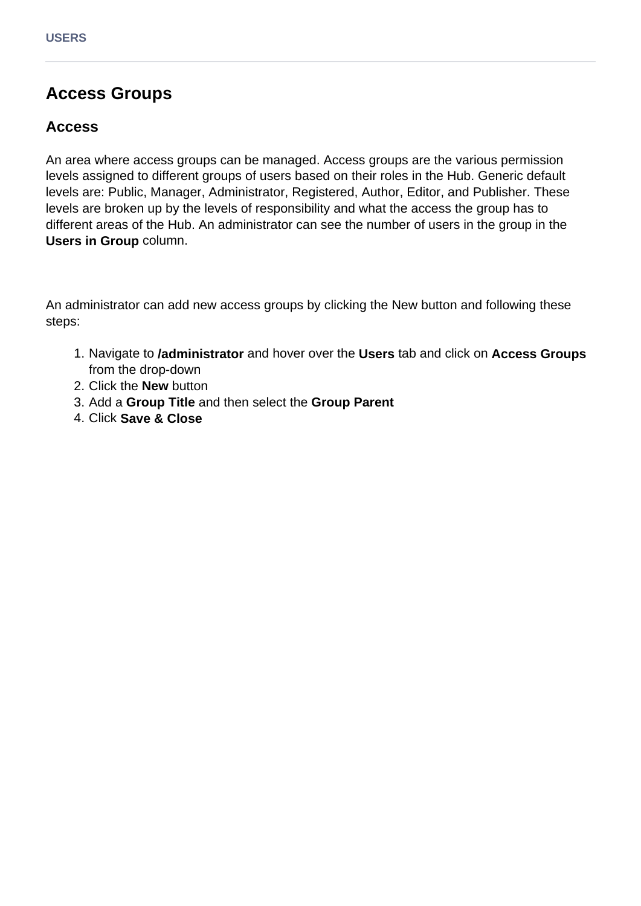## Access Groups

### Access

An area where access groups can be managed. Access groups are the various permission levels assigned to different groups of users based on their roles in the Hub. Generic default levels are: Public, Manager, Administrator, Registered, Author, Editor, and Publisher. These levels are broken up by the levels of responsibility and what the access the group has to different areas of the Hub. An administrator can see the number of users in the group in the **Users in Group** column.

An administrator can add new access groups by clicking the New button and following these steps:

1. Navigate to **/administrator** and hover over the **Users** tab and click on **Access Groups** from the drop-down
2. Click the **New** button
3. Add a **Group Title** and then select the **Group Parent**
4. Click **Save & Close**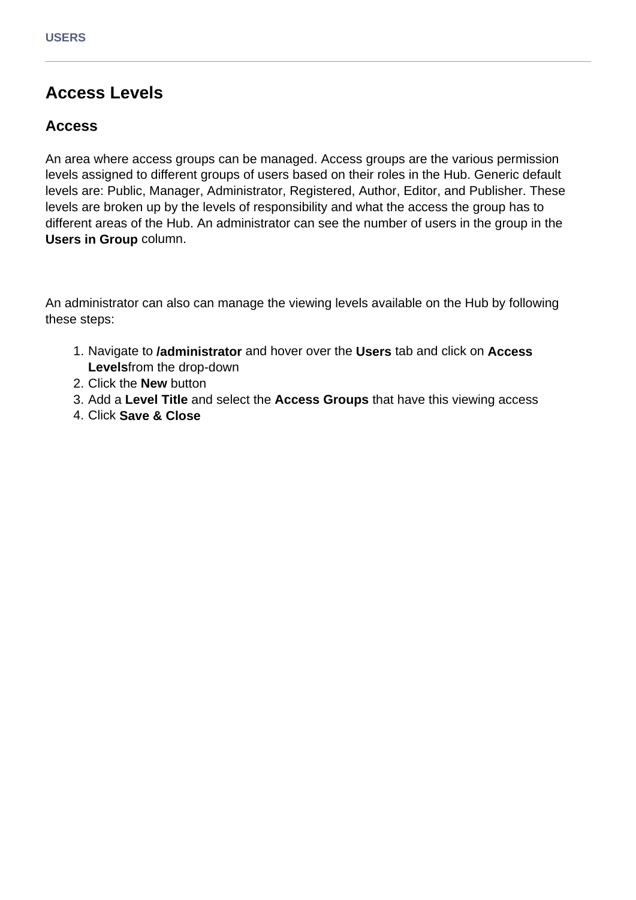## Access Levels

### Access

An area where access groups can be managed. Access groups are the various permission levels assigned to different groups of users based on their roles in the Hub. Generic default levels are: Public, Manager, Administrator, Registered, Author, Editor, and Publisher. These levels are broken up by the levels of responsibility and what the access the group has to different areas of the Hub. An administrator can see the number of users in the group in the **Users in Group** column.

An administrator can also can manage the viewing levels available on the Hub by following these steps:

1. Navigate to **/administrator** and hover over the **Users** tab and click on **Access Levels**from the drop-down
2. Click the **New** button
3. Add a **Level Title** and select the **Access Groups** that have this viewing access
4. Click **Save & Close**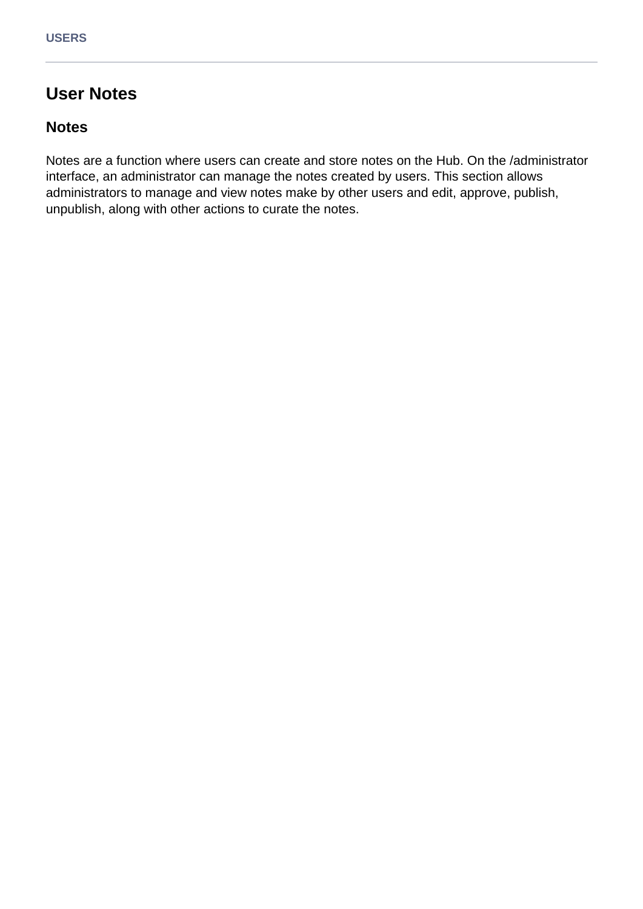# User Notes

## Notes

Notes are a function where users can create and store notes on the Hub. On the /administrator interface, an administrator can manage the notes created by users. This section allows administrators to manage and view notes make by other users and edit, approve, publish, unpublish, along with other actions to curate the notes.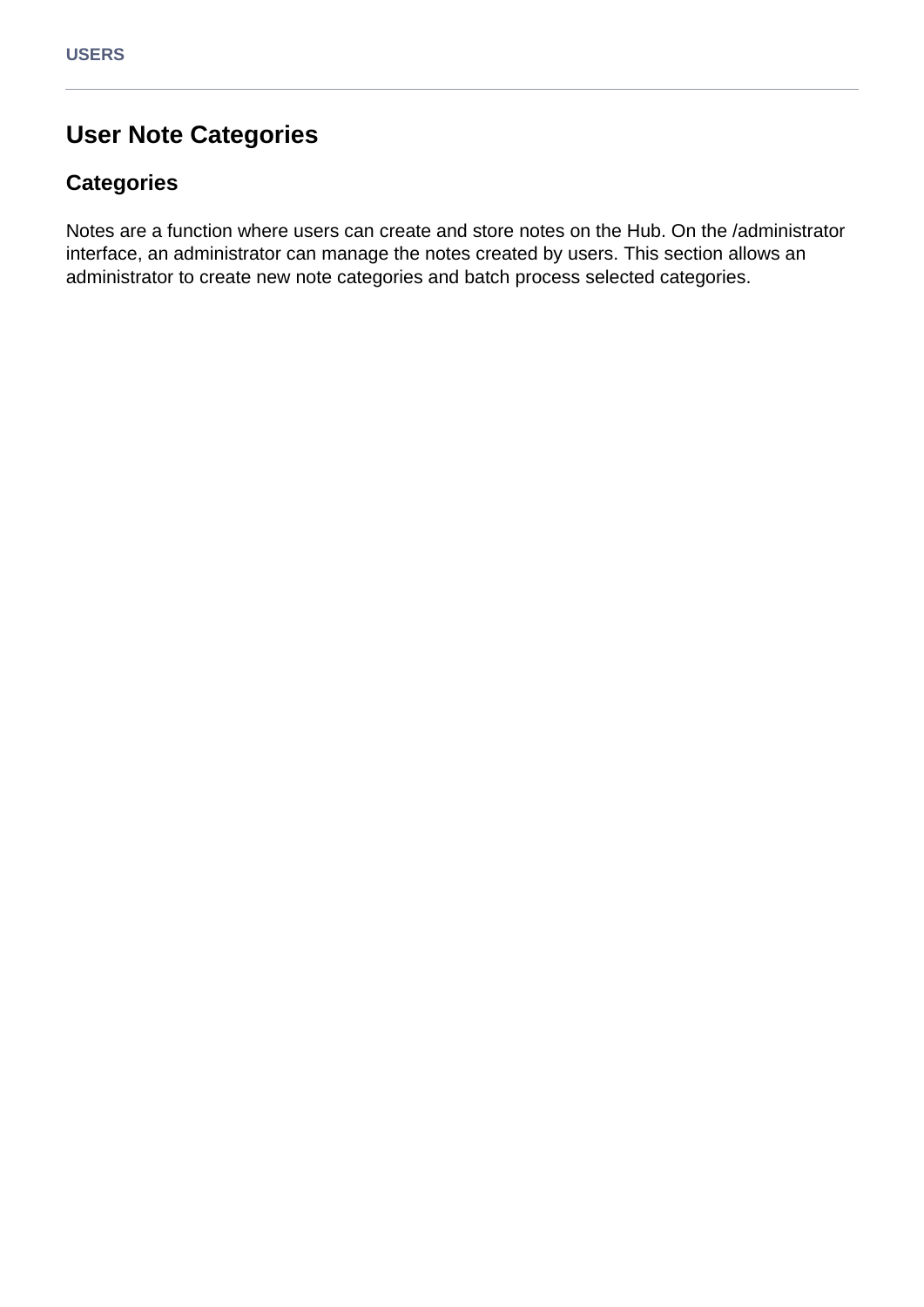# User Note Categories

## Categories

Notes are a function where users can create and store notes on the Hub. On the /administrator interface, an administrator can manage the notes created by users. This section allows an administrator to create new note categories and batch process selected categories.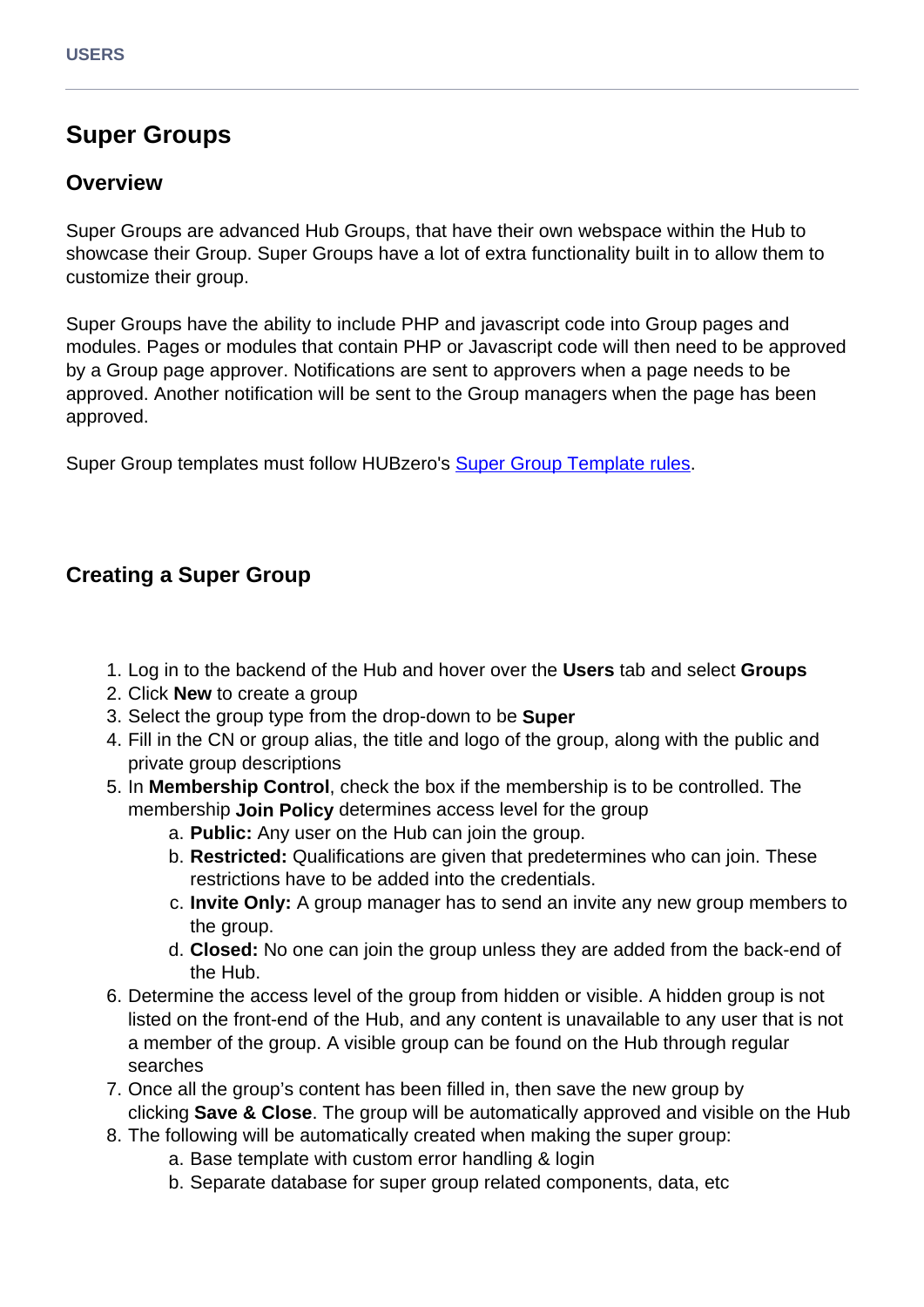# Super Groups

## Overview

Super Groups are advanced Hub Groups, that have their own webspace within the Hub to showcase their Group. Super Groups have a lot of extra functionality built in to allow them to customize their group.

Super Groups have the ability to include PHP and javascript code into Group pages and modules. Pages or modules that contain PHP or Javascript code will then need to be approved by a Group page approver. Notifications are sent to approvers when a page needs to be approved. Another notification will be sent to the Group managers when the page has been approved.

Super Group templates must follow HUBzero's Super Group Template rules.

## Creating a Super Group

1. Log in to the backend of the Hub and hover over the **Users** tab and select **Groups**
2. Click **New** to create a group
3. Select the group type from the drop-down to be **Super**
4. Fill in the CN or group alias, the title and logo of the group, along with the public and private group descriptions
5. In **Membership Control**, check the box if the membership is to be controlled. The membership **Join Policy** determines access level for the group
    a. **Public:** Any user on the Hub can join the group.
    b. **Restricted:** Qualifications are given that predetermines who can join. These restrictions have to be added into the credentials.
    c. **Invite Only:** A group manager has to send an invite any new group members to the group.
    d. **Closed:** No one can join the group unless they are added from the back-end of the Hub.
6. Determine the access level of the group from hidden or visible. A hidden group is not listed on the front-end of the Hub, and any content is unavailable to any user that is not a member of the group. A visible group can be found on the Hub through regular searches
7. Once all the group's content has been filled in, then save the new group by clicking **Save & Close**. The group will be automatically approved and visible on the Hub
8. The following will be automatically created when making the super group:
    a. Base template with custom error handling & login
    b. Separate database for super group related components, data, etc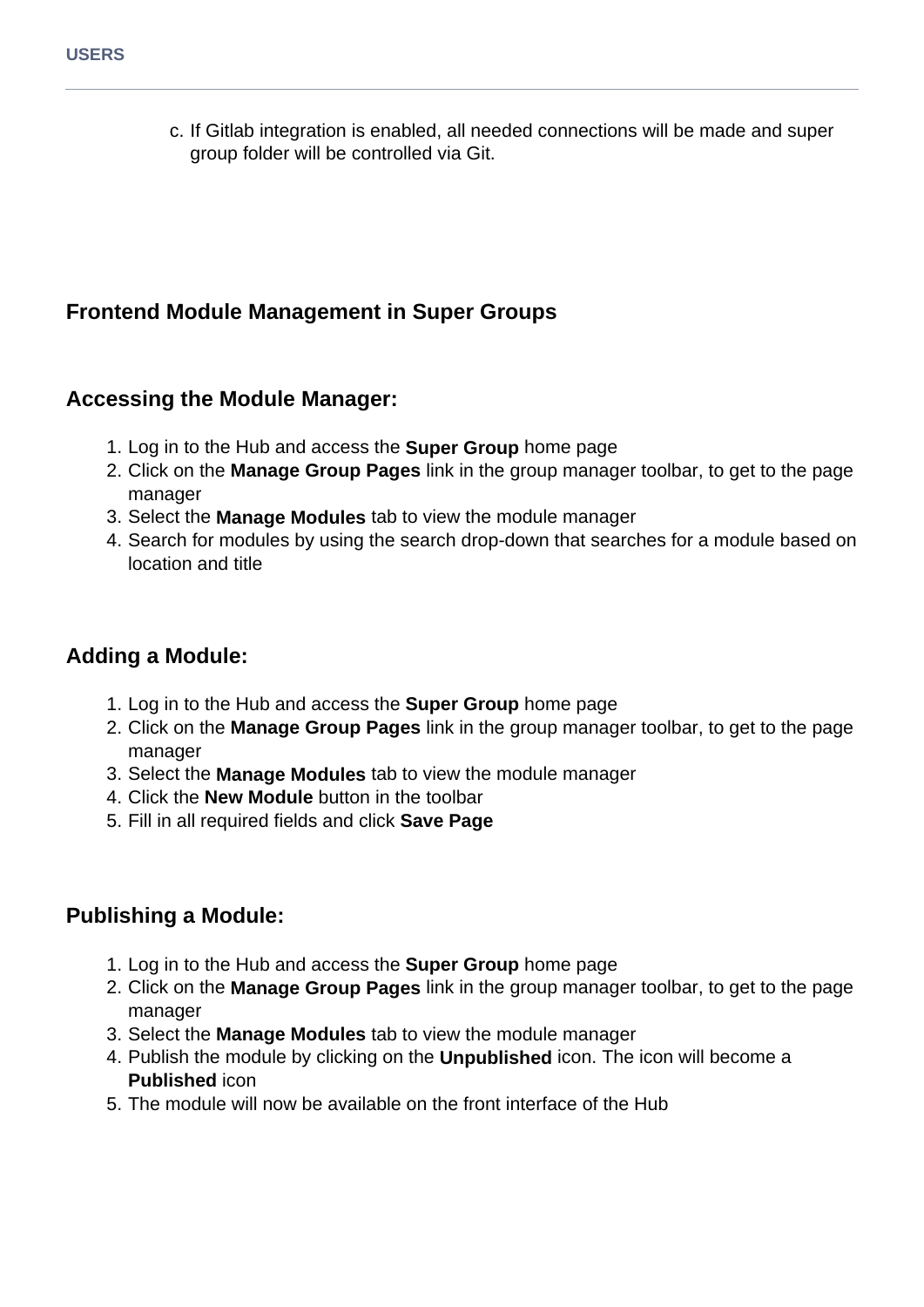c. If Gitlab integration is enabled, all needed connections will be made and super group folder will be controlled via Git.

## Frontend Module Management in Super Groups

### Accessing the Module Manager:

1. Log in to the Hub and access the **Super Group** home page
2. Click on the **Manage Group Pages** link in the group manager toolbar, to get to the page manager
3. Select the **Manage Modules** tab to view the module manager
4. Search for modules by using the search drop-down that searches for a module based on location and title

### Adding a Module:

1. Log in to the Hub and access the **Super Group** home page
2. Click on the **Manage Group Pages** link in the group manager toolbar, to get to the page manager
3. Select the **Manage Modules** tab to view the module manager
4. Click the **New Module** button in the toolbar
5. Fill in all required fields and click **Save Page**

### Publishing a Module:

1. Log in to the Hub and access the **Super Group** home page
2. Click on the **Manage Group Pages** link in the group manager toolbar, to get to the page manager
3. Select the **Manage Modules** tab to view the module manager
4. Publish the module by clicking on the **Unpublished** icon. The icon will become a **Published** icon
5. The module will now be available on the front interface of the Hub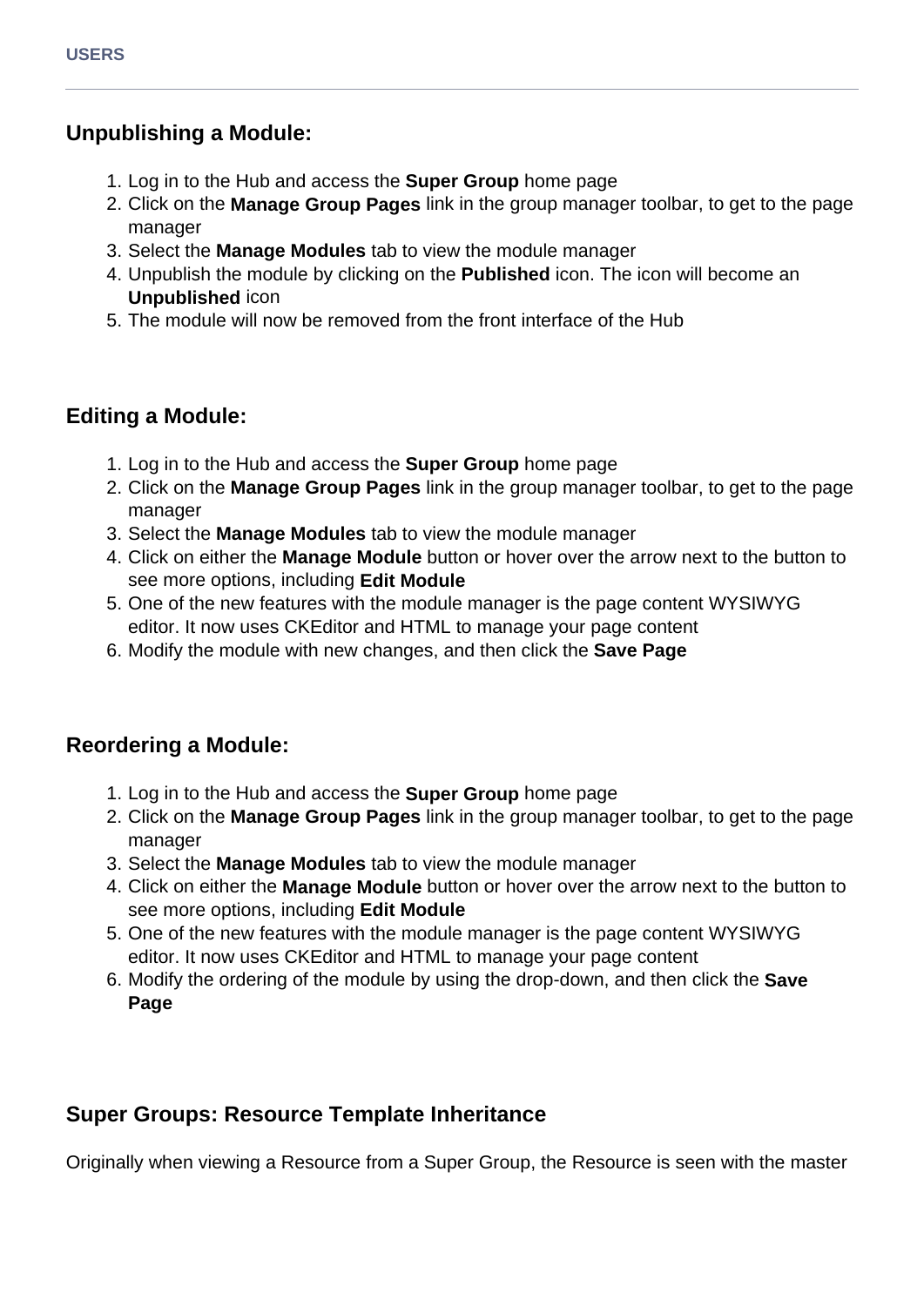## Unpublishing a Module:

1. Log in to the Hub and access the **Super Group** home page
2. Click on the **Manage Group Pages** link in the group manager toolbar, to get to the page manager
3. Select the **Manage Modules** tab to view the module manager
4. Unpublish the module by clicking on the **Published** icon. The icon will become an **Unpublished** icon
5. The module will now be removed from the front interface of the Hub

## Editing a Module:

1. Log in to the Hub and access the **Super Group** home page
2. Click on the **Manage Group Pages** link in the group manager toolbar, to get to the page manager
3. Select the **Manage Modules** tab to view the module manager
4. Click on either the **Manage Module** button or hover over the arrow next to the button to see more options, including **Edit Module**
5. One of the new features with the module manager is the page content WYSIWYG editor. It now uses CKEditor and HTML to manage your page content
6. Modify the module with new changes, and then click the **Save Page**

## Reordering a Module:

1. Log in to the Hub and access the **Super Group** home page
2. Click on the **Manage Group Pages** link in the group manager toolbar, to get to the page manager
3. Select the **Manage Modules** tab to view the module manager
4. Click on either the **Manage Module** button or hover over the arrow next to the button to see more options, including **Edit Module**
5. One of the new features with the module manager is the page content WYSIWYG editor. It now uses CKEditor and HTML to manage your page content
6. Modify the ordering of the module by using the drop-down, and then click the **Save Page**

## Super Groups: Resource Template Inheritance

Originally when viewing a Resource from a Super Group, the Resource is seen with the master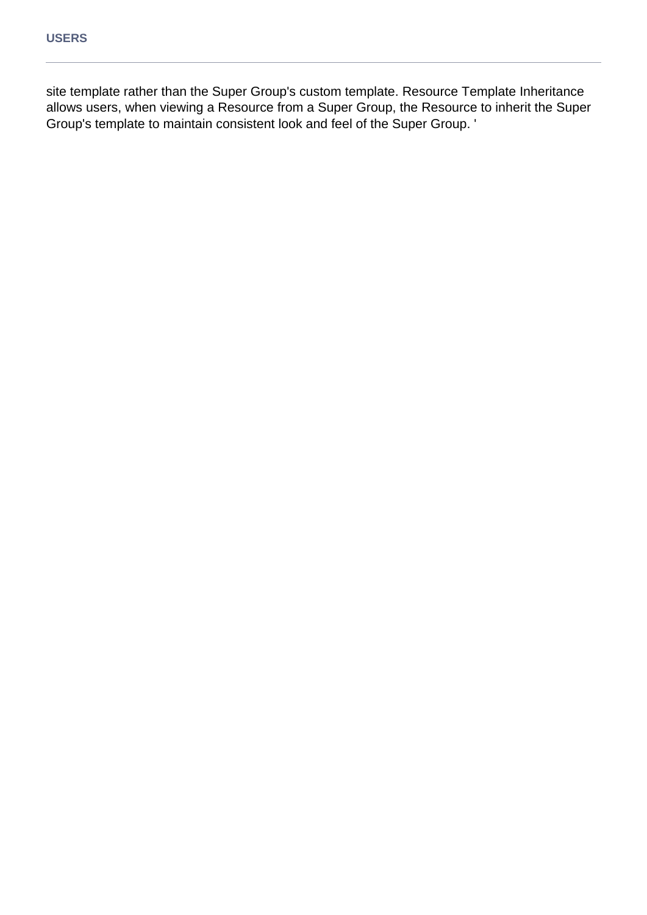site template rather than the Super Group's custom template. Resource Template Inheritance allows users, when viewing a Resource from a Super Group, the Resource to inherit the Super Group's template to maintain consistent look and feel of the Super Group. '